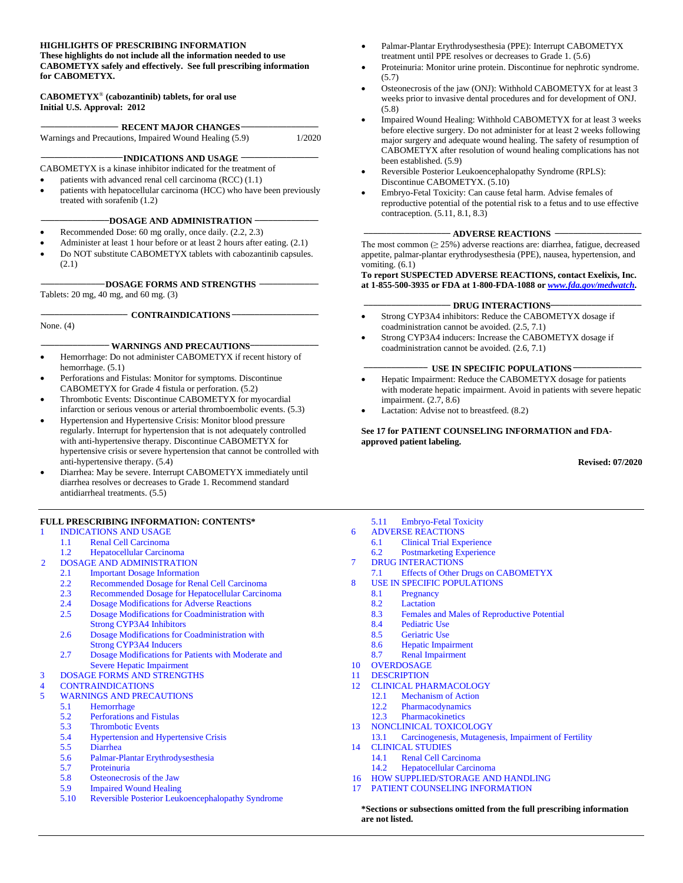**HIGHLIGHTS OF PRESCRIBING INFORMATION**
**These highlights do not include all the information needed to use CABOMETYX safely and effectively. See full prescribing information for CABOMETYX.**

**CABOMETYX® (cabozantinib) tablets, for oral use**
**Initial U.S. Approval: 2012**

## RECENT MAJOR CHANGES

Warnings and Precautions, Impaired Wound Healing (5.9) 1/2020

## INDICATIONS AND USAGE

CABOMETYX is a kinase inhibitor indicated for the treatment of

- patients with advanced renal cell carcinoma (RCC) (1.1)
- patients with hepatocellular carcinoma (HCC) who have been previously treated with sorafenib (1.2)

## DOSAGE AND ADMINISTRATION

- Recommended Dose: 60 mg orally, once daily. (2.2, 2.3)
- Administer at least 1 hour before or at least 2 hours after eating. (2.1)
- Do NOT substitute CABOMETYX tablets with cabozantinib capsules. (2.1)

## DOSAGE FORMS AND STRENGTHS

Tablets: 20 mg, 40 mg, and 60 mg. (3)

## CONTRAINDICATIONS

None. (4)

## WARNINGS AND PRECAUTIONS

- Hemorrhage: Do not administer CABOMETYX if recent history of hemorrhage. (5.1)
- Perforations and Fistulas: Monitor for symptoms. Discontinue CABOMETYX for Grade 4 fistula or perforation. (5.2)
- Thrombotic Events: Discontinue CABOMETYX for myocardial infarction or serious venous or arterial thromboembolic events. (5.3)
- Hypertension and Hypertensive Crisis: Monitor blood pressure regularly. Interrupt for hypertension that is not adequately controlled with anti-hypertensive therapy. Discontinue CABOMETYX for hypertensive crisis or severe hypertension that cannot be controlled with anti-hypertensive therapy. (5.4)
- Diarrhea: May be severe. Interrupt CABOMETYX immediately until diarrhea resolves or decreases to Grade 1. Recommend standard antidiarrheal treatments. (5.5)
- Palmar-Plantar Erythrodysesthesia (PPE): Interrupt CABOMETYX treatment until PPE resolves or decreases to Grade 1. (5.6)
- Proteinuria: Monitor urine protein. Discontinue for nephrotic syndrome. (5.7)
- Osteonecrosis of the jaw (ONJ): Withhold CABOMETYX for at least 3 weeks prior to invasive dental procedures and for development of ONJ. (5.8)
- Impaired Wound Healing: Withhold CABOMETYX for at least 3 weeks before elective surgery. Do not administer for at least 2 weeks following major surgery and adequate wound healing. The safety of resumption of CABOMETYX after resolution of wound healing complications has not been established. (5.9)
- Reversible Posterior Leukoencephalopathy Syndrome (RPLS): Discontinue CABOMETYX. (5.10)
- Embryo-Fetal Toxicity: Can cause fetal harm. Advise females of reproductive potential of the potential risk to a fetus and to use effective contraception. (5.11, 8.1, 8.3)

## ADVERSE REACTIONS

The most common (≥ 25%) adverse reactions are: diarrhea, fatigue, decreased appetite, palmar-plantar erythrodysesthesia (PPE), nausea, hypertension, and vomiting. (6.1)

**To report SUSPECTED ADVERSE REACTIONS, contact Exelixis, Inc. at 1-855-500-3935 or FDA at 1-800-FDA-1088 or *www.fda.gov/medwatch*.**

## DRUG INTERACTIONS

- Strong CYP3A4 inhibitors: Reduce the CABOMETYX dosage if coadministration cannot be avoided. (2.5, 7.1)
- Strong CYP3A4 inducers: Increase the CABOMETYX dosage if coadministration cannot be avoided. (2.6, 7.1)

## USE IN SPECIFIC POPULATIONS

- Hepatic Impairment: Reduce the CABOMETYX dosage for patients with moderate hepatic impairment. Avoid in patients with severe hepatic impairment. (2.7, 8.6)
- Lactation: Advise not to breastfeed. (8.2)

**See 17 for PATIENT COUNSELING INFORMATION and FDA-approved patient labeling.**

**Revised: 07/2020**

---

**FULL PRESCRIBING INFORMATION: CONTENTS***

1 INDICATIONS AND USAGE
- 1.1 Renal Cell Carcinoma
- 1.2 Hepatocellular Carcinoma

2 DOSAGE AND ADMINISTRATION
- 2.1 Important Dosage Information
- 2.2 Recommended Dosage for Renal Cell Carcinoma
- 2.3 Recommended Dosage for Hepatocellular Carcinoma
- 2.4 Dosage Modifications for Adverse Reactions
- 2.5 Dosage Modifications for Coadministration with Strong CYP3A4 Inhibitors
- 2.6 Dosage Modifications for Coadministration with Strong CYP3A4 Inducers
- 2.7 Dosage Modifications for Patients with Moderate and Severe Hepatic Impairment

3 DOSAGE FORMS AND STRENGTHS

4 CONTRAINDICATIONS

5 WARNINGS AND PRECAUTIONS
- 5.1 Hemorrhage
- 5.2 Perforations and Fistulas
- 5.3 Thrombotic Events
- 5.4 Hypertension and Hypertensive Crisis
- 5.5 Diarrhea
- 5.6 Palmar-Plantar Erythrodysesthesia
- 5.7 Proteinuria
- 5.8 Osteonecrosis of the Jaw
- 5.9 Impaired Wound Healing
- 5.10 Reversible Posterior Leukoencephalopathy Syndrome
- 5.11 Embryo-Fetal Toxicity

6 ADVERSE REACTIONS
- 6.1 Clinical Trial Experience
- 6.2 Postmarketing Experience

7 DRUG INTERACTIONS
- 7.1 Effects of Other Drugs on CABOMETYX

8 USE IN SPECIFIC POPULATIONS
- 8.1 Pregnancy
- 8.2 Lactation
- 8.3 Females and Males of Reproductive Potential
- 8.4 Pediatric Use
- 8.5 Geriatric Use
- 8.6 Hepatic Impairment
- 8.7 Renal Impairment

10 OVERDOSAGE

11 DESCRIPTION

12 CLINICAL PHARMACOLOGY
- 12.1 Mechanism of Action
- 12.2 Pharmacodynamics
- 12.3 Pharmacokinetics

13 NONCLINICAL TOXICOLOGY
- 13.1 Carcinogenesis, Mutagenesis, Impairment of Fertility

14 CLINICAL STUDIES
- 14.1 Renal Cell Carcinoma
- 14.2 Hepatocellular Carcinoma

16 HOW SUPPLIED/STORAGE AND HANDLING

17 PATIENT COUNSELING INFORMATION

***Sections or subsections omitted from the full prescribing information are not listed.**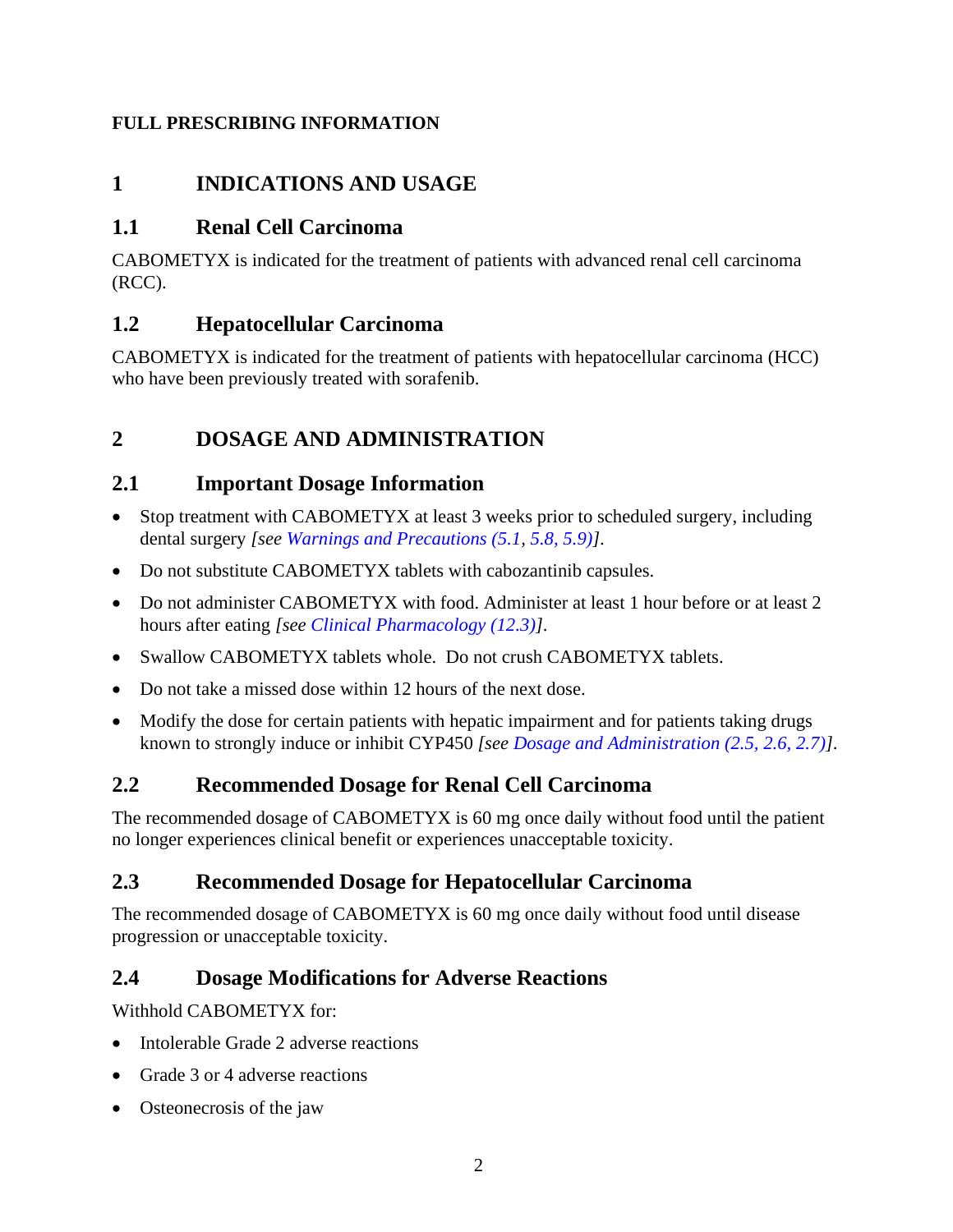**FULL PRESCRIBING INFORMATION**

# 1 INDICATIONS AND USAGE

## 1.1 Renal Cell Carcinoma

CABOMETYX is indicated for the treatment of patients with advanced renal cell carcinoma (RCC).

## 1.2 Hepatocellular Carcinoma

CABOMETYX is indicated for the treatment of patients with hepatocellular carcinoma (HCC) who have been previously treated with sorafenib.

# 2 DOSAGE AND ADMINISTRATION

## 2.1 Important Dosage Information

- Stop treatment with CABOMETYX at least 3 weeks prior to scheduled surgery, including dental surgery *[see Warnings and Precautions (5.1, 5.8, 5.9)]*.
- Do not substitute CABOMETYX tablets with cabozantinib capsules.
- Do not administer CABOMETYX with food. Administer at least 1 hour before or at least 2 hours after eating *[see Clinical Pharmacology (12.3)]*.
- Swallow CABOMETYX tablets whole. Do not crush CABOMETYX tablets.
- Do not take a missed dose within 12 hours of the next dose.
- Modify the dose for certain patients with hepatic impairment and for patients taking drugs known to strongly induce or inhibit CYP450 *[see Dosage and Administration (2.5, 2.6, 2.7)]*.

## 2.2 Recommended Dosage for Renal Cell Carcinoma

The recommended dosage of CABOMETYX is 60 mg once daily without food until the patient no longer experiences clinical benefit or experiences unacceptable toxicity.

## 2.3 Recommended Dosage for Hepatocellular Carcinoma

The recommended dosage of CABOMETYX is 60 mg once daily without food until disease progression or unacceptable toxicity.

## 2.4 Dosage Modifications for Adverse Reactions

Withhold CABOMETYX for:

- Intolerable Grade 2 adverse reactions
- Grade 3 or 4 adverse reactions
- Osteonecrosis of the jaw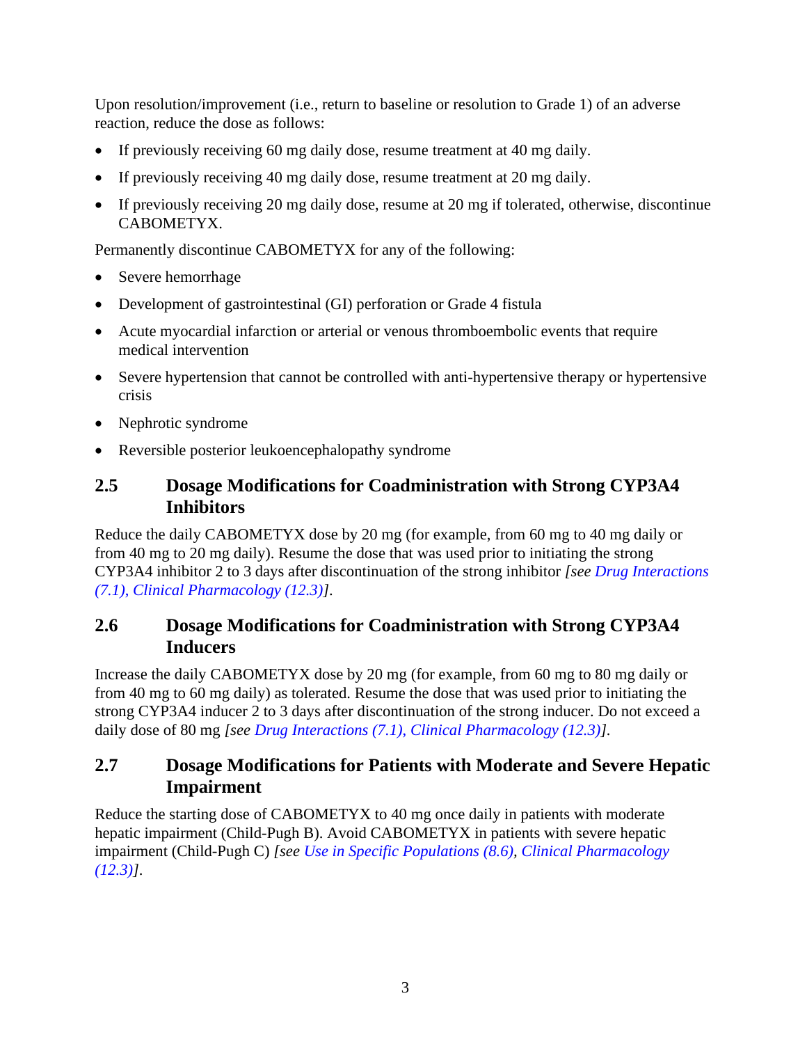Upon resolution/improvement (i.e., return to baseline or resolution to Grade 1) of an adverse reaction, reduce the dose as follows:

- If previously receiving 60 mg daily dose, resume treatment at 40 mg daily.
- If previously receiving 40 mg daily dose, resume treatment at 20 mg daily.
- If previously receiving 20 mg daily dose, resume at 20 mg if tolerated, otherwise, discontinue CABOMETYX.

Permanently discontinue CABOMETYX for any of the following:

- Severe hemorrhage
- Development of gastrointestinal (GI) perforation or Grade 4 fistula
- Acute myocardial infarction or arterial or venous thromboembolic events that require medical intervention
- Severe hypertension that cannot be controlled with anti-hypertensive therapy or hypertensive crisis
- Nephrotic syndrome
- Reversible posterior leukoencephalopathy syndrome

## 2.5 Dosage Modifications for Coadministration with Strong CYP3A4 Inhibitors

Reduce the daily CABOMETYX dose by 20 mg (for example, from 60 mg to 40 mg daily or from 40 mg to 20 mg daily). Resume the dose that was used prior to initiating the strong CYP3A4 inhibitor 2 to 3 days after discontinuation of the strong inhibitor *[see Drug Interactions (7.1), Clinical Pharmacology (12.3)]*.

## 2.6 Dosage Modifications for Coadministration with Strong CYP3A4 Inducers

Increase the daily CABOMETYX dose by 20 mg (for example, from 60 mg to 80 mg daily or from 40 mg to 60 mg daily) as tolerated. Resume the dose that was used prior to initiating the strong CYP3A4 inducer 2 to 3 days after discontinuation of the strong inducer. Do not exceed a daily dose of 80 mg *[see Drug Interactions (7.1), Clinical Pharmacology (12.3)]*.

## 2.7 Dosage Modifications for Patients with Moderate and Severe Hepatic Impairment

Reduce the starting dose of CABOMETYX to 40 mg once daily in patients with moderate hepatic impairment (Child-Pugh B). Avoid CABOMETYX in patients with severe hepatic impairment (Child-Pugh C) *[see Use in Specific Populations (8.6), Clinical Pharmacology (12.3)]*.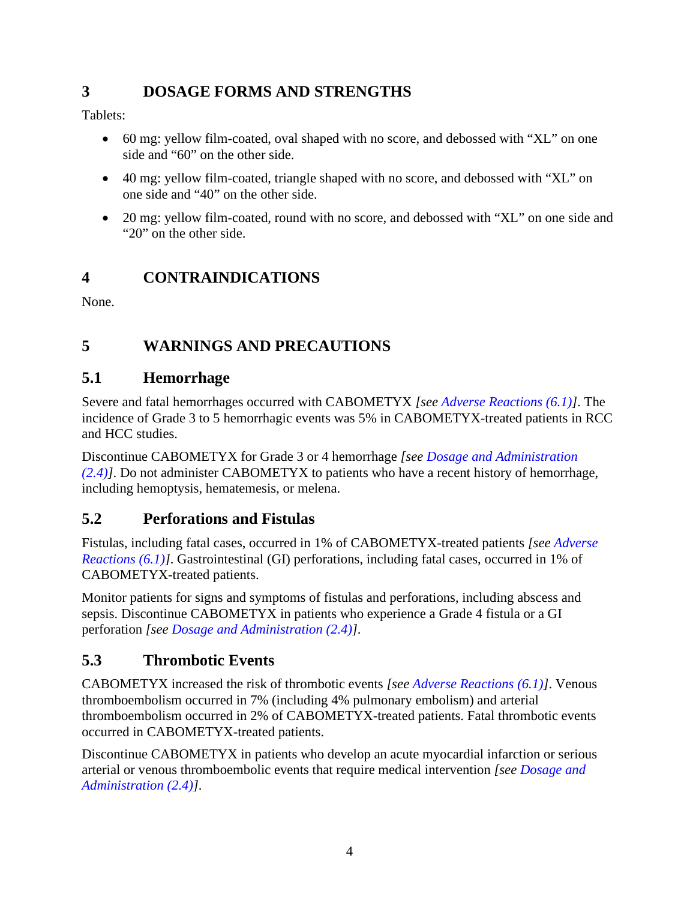## 3 DOSAGE FORMS AND STRENGTHS

Tablets:

- 60 mg: yellow film-coated, oval shaped with no score, and debossed with “XL” on one side and “60” on the other side.
- 40 mg: yellow film-coated, triangle shaped with no score, and debossed with “XL” on one side and “40” on the other side.
- 20 mg: yellow film-coated, round with no score, and debossed with “XL” on one side and “20” on the other side.

## 4 CONTRAINDICATIONS

None.

## 5 WARNINGS AND PRECAUTIONS

### 5.1 Hemorrhage

Severe and fatal hemorrhages occurred with CABOMETYX *[see Adverse Reactions (6.1)]*. The incidence of Grade 3 to 5 hemorrhagic events was 5% in CABOMETYX-treated patients in RCC and HCC studies.

Discontinue CABOMETYX for Grade 3 or 4 hemorrhage *[see Dosage and Administration (2.4)]*. Do not administer CABOMETYX to patients who have a recent history of hemorrhage, including hemoptysis, hematemesis, or melena.

### 5.2 Perforations and Fistulas

Fistulas, including fatal cases, occurred in 1% of CABOMETYX-treated patients *[see Adverse Reactions (6.1)]*. Gastrointestinal (GI) perforations, including fatal cases, occurred in 1% of CABOMETYX-treated patients.

Monitor patients for signs and symptoms of fistulas and perforations, including abscess and sepsis. Discontinue CABOMETYX in patients who experience a Grade 4 fistula or a GI perforation *[see Dosage and Administration (2.4)]*.

### 5.3 Thrombotic Events

CABOMETYX increased the risk of thrombotic events *[see Adverse Reactions (6.1)]*. Venous thromboembolism occurred in 7% (including 4% pulmonary embolism) and arterial thromboembolism occurred in 2% of CABOMETYX-treated patients. Fatal thrombotic events occurred in CABOMETYX-treated patients.

Discontinue CABOMETYX in patients who develop an acute myocardial infarction or serious arterial or venous thromboembolic events that require medical intervention *[see Dosage and Administration (2.4)]*.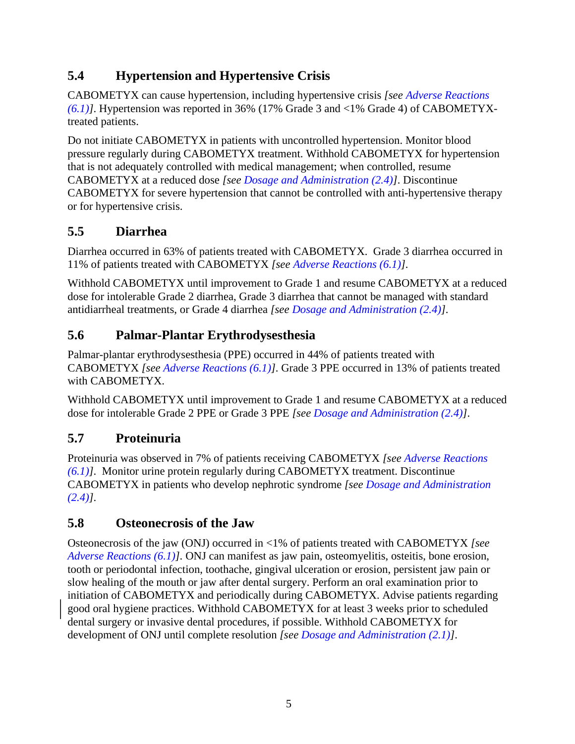## 5.4 Hypertension and Hypertensive Crisis

CABOMETYX can cause hypertension, including hypertensive crisis *[see Adverse Reactions (6.1)]*. Hypertension was reported in 36% (17% Grade 3 and <1% Grade 4) of CABOMETYX-treated patients.

Do not initiate CABOMETYX in patients with uncontrolled hypertension. Monitor blood pressure regularly during CABOMETYX treatment. Withhold CABOMETYX for hypertension that is not adequately controlled with medical management; when controlled, resume CABOMETYX at a reduced dose *[see Dosage and Administration (2.4)]*. Discontinue CABOMETYX for severe hypertension that cannot be controlled with anti-hypertensive therapy or for hypertensive crisis.

## 5.5 Diarrhea

Diarrhea occurred in 63% of patients treated with CABOMETYX. Grade 3 diarrhea occurred in 11% of patients treated with CABOMETYX *[see Adverse Reactions (6.1)]*.

Withhold CABOMETYX until improvement to Grade 1 and resume CABOMETYX at a reduced dose for intolerable Grade 2 diarrhea, Grade 3 diarrhea that cannot be managed with standard antidiarrheal treatments, or Grade 4 diarrhea *[see Dosage and Administration (2.4)]*.

## 5.6 Palmar-Plantar Erythrodysesthesia

Palmar-plantar erythrodysesthesia (PPE) occurred in 44% of patients treated with CABOMETYX *[see Adverse Reactions (6.1)]*. Grade 3 PPE occurred in 13% of patients treated with CABOMETYX.

Withhold CABOMETYX until improvement to Grade 1 and resume CABOMETYX at a reduced dose for intolerable Grade 2 PPE or Grade 3 PPE *[see Dosage and Administration (2.4)]*.

## 5.7 Proteinuria

Proteinuria was observed in 7% of patients receiving CABOMETYX *[see Adverse Reactions (6.1)]*. Monitor urine protein regularly during CABOMETYX treatment. Discontinue CABOMETYX in patients who develop nephrotic syndrome *[see Dosage and Administration (2.4)]*.

## 5.8 Osteonecrosis of the Jaw

Osteonecrosis of the jaw (ONJ) occurred in <1% of patients treated with CABOMETYX *[see Adverse Reactions (6.1)]*. ONJ can manifest as jaw pain, osteomyelitis, osteitis, bone erosion, tooth or periodontal infection, toothache, gingival ulceration or erosion, persistent jaw pain or slow healing of the mouth or jaw after dental surgery. Perform an oral examination prior to initiation of CABOMETYX and periodically during CABOMETYX. Advise patients regarding good oral hygiene practices. Withhold CABOMETYX for at least 3 weeks prior to scheduled dental surgery or invasive dental procedures, if possible. Withhold CABOMETYX for development of ONJ until complete resolution *[see Dosage and Administration (2.1)]*.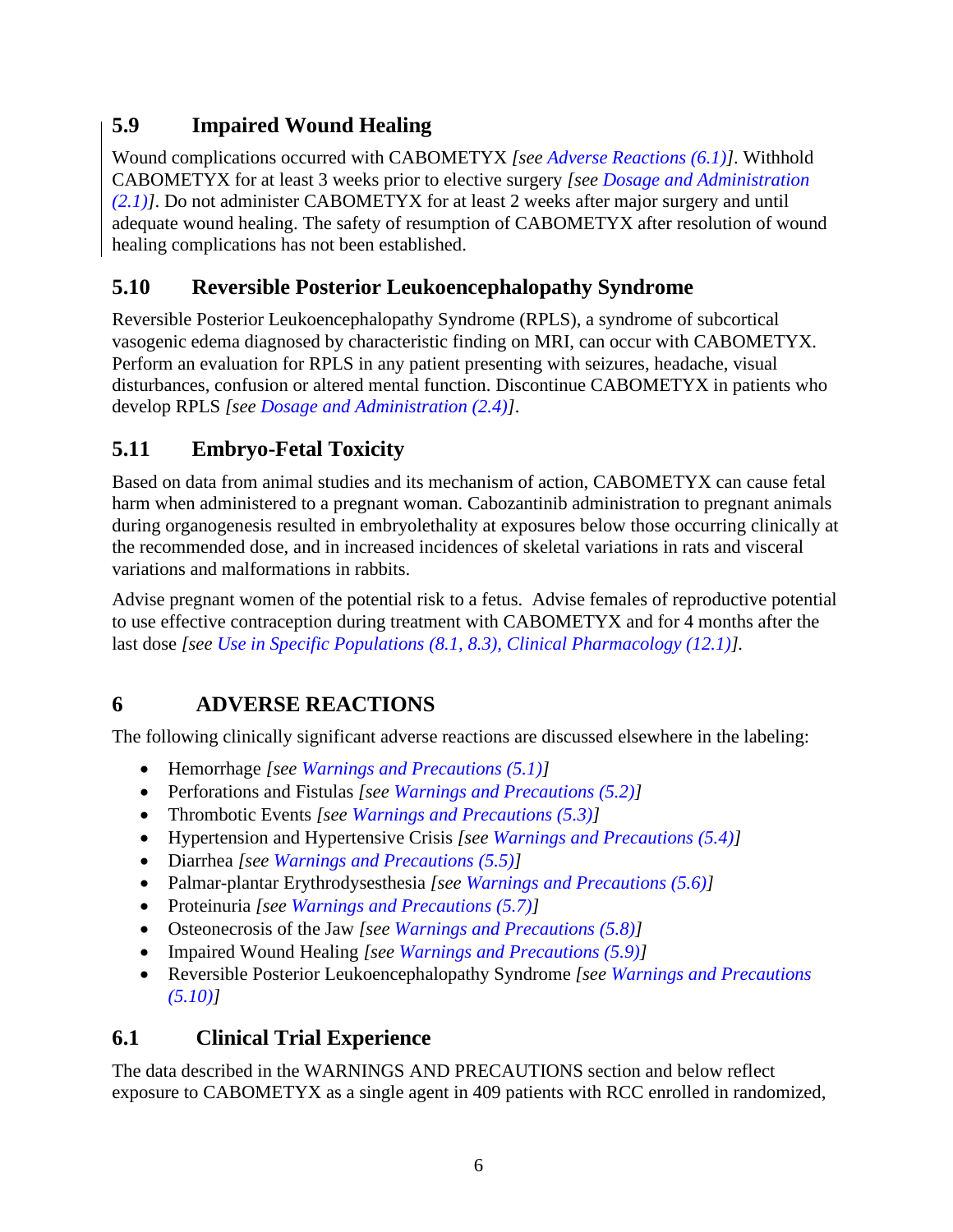### 5.9 Impaired Wound Healing

Wound complications occurred with CABOMETYX *[see Adverse Reactions (6.1)]*. Withhold CABOMETYX for at least 3 weeks prior to elective surgery *[see Dosage and Administration (2.1)]*. Do not administer CABOMETYX for at least 2 weeks after major surgery and until adequate wound healing. The safety of resumption of CABOMETYX after resolution of wound healing complications has not been established.

### 5.10 Reversible Posterior Leukoencephalopathy Syndrome

Reversible Posterior Leukoencephalopathy Syndrome (RPLS), a syndrome of subcortical vasogenic edema diagnosed by characteristic finding on MRI, can occur with CABOMETYX. Perform an evaluation for RPLS in any patient presenting with seizures, headache, visual disturbances, confusion or altered mental function. Discontinue CABOMETYX in patients who develop RPLS *[see Dosage and Administration (2.4)]*.

### 5.11 Embryo-Fetal Toxicity

Based on data from animal studies and its mechanism of action, CABOMETYX can cause fetal harm when administered to a pregnant woman. Cabozantinib administration to pregnant animals during organogenesis resulted in embryolethality at exposures below those occurring clinically at the recommended dose, and in increased incidences of skeletal variations in rats and visceral variations and malformations in rabbits.

Advise pregnant women of the potential risk to a fetus. Advise females of reproductive potential to use effective contraception during treatment with CABOMETYX and for 4 months after the last dose *[see Use in Specific Populations (8.1, 8.3), Clinical Pharmacology (12.1)]*.

## 6 ADVERSE REACTIONS

The following clinically significant adverse reactions are discussed elsewhere in the labeling:

- Hemorrhage *[see Warnings and Precautions (5.1)]*
- Perforations and Fistulas *[see Warnings and Precautions (5.2)]*
- Thrombotic Events *[see Warnings and Precautions (5.3)]*
- Hypertension and Hypertensive Crisis *[see Warnings and Precautions (5.4)]*
- Diarrhea *[see Warnings and Precautions (5.5)]*
- Palmar-plantar Erythrodysesthesia *[see Warnings and Precautions (5.6)]*
- Proteinuria *[see Warnings and Precautions (5.7)]*
- Osteonecrosis of the Jaw *[see Warnings and Precautions (5.8)]*
- Impaired Wound Healing *[see Warnings and Precautions (5.9)]*
- Reversible Posterior Leukoencephalopathy Syndrome *[see Warnings and Precautions (5.10)]*

### 6.1 Clinical Trial Experience

The data described in the WARNINGS AND PRECAUTIONS section and below reflect exposure to CABOMETYX as a single agent in 409 patients with RCC enrolled in randomized,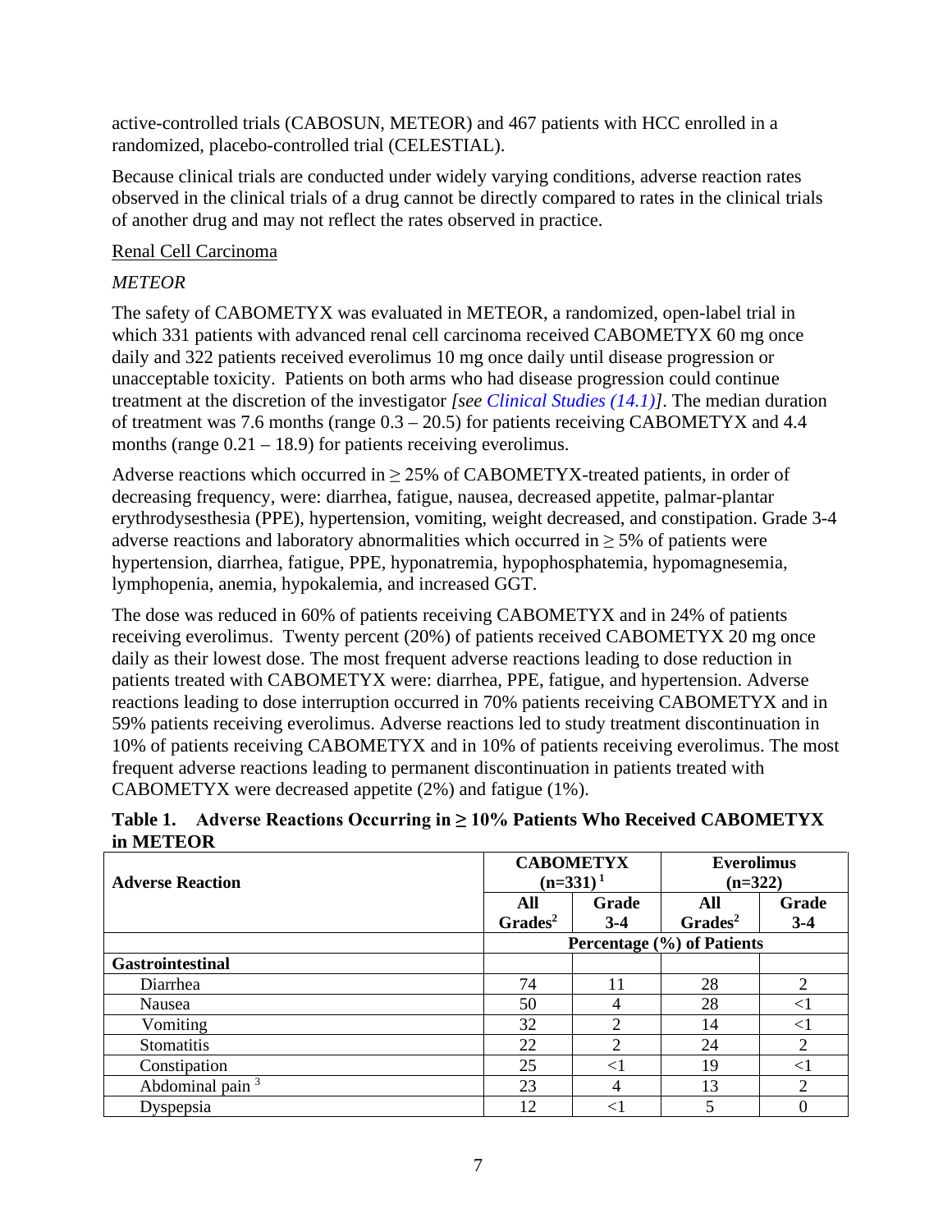active-controlled trials (CABOSUN, METEOR) and 467 patients with HCC enrolled in a randomized, placebo-controlled trial (CELESTIAL).

Because clinical trials are conducted under widely varying conditions, adverse reaction rates observed in the clinical trials of a drug cannot be directly compared to rates in the clinical trials of another drug and may not reflect the rates observed in practice.

Renal Cell Carcinoma

*METEOR*

The safety of CABOMETYX was evaluated in METEOR, a randomized, open-label trial in which 331 patients with advanced renal cell carcinoma received CABOMETYX 60 mg once daily and 322 patients received everolimus 10 mg once daily until disease progression or unacceptable toxicity. Patients on both arms who had disease progression could continue treatment at the discretion of the investigator *[see Clinical Studies (14.1)]*. The median duration of treatment was 7.6 months (range 0.3 – 20.5) for patients receiving CABOMETYX and 4.4 months (range 0.21 – 18.9) for patients receiving everolimus.

Adverse reactions which occurred in ≥ 25% of CABOMETYX-treated patients, in order of decreasing frequency, were: diarrhea, fatigue, nausea, decreased appetite, palmar-plantar erythrodysesthesia (PPE), hypertension, vomiting, weight decreased, and constipation. Grade 3-4 adverse reactions and laboratory abnormalities which occurred in ≥ 5% of patients were hypertension, diarrhea, fatigue, PPE, hyponatremia, hypophosphatemia, hypomagnesemia, lymphopenia, anemia, hypokalemia, and increased GGT.

The dose was reduced in 60% of patients receiving CABOMETYX and in 24% of patients receiving everolimus. Twenty percent (20%) of patients received CABOMETYX 20 mg once daily as their lowest dose. The most frequent adverse reactions leading to dose reduction in patients treated with CABOMETYX were: diarrhea, PPE, fatigue, and hypertension. Adverse reactions leading to dose interruption occurred in 70% patients receiving CABOMETYX and in 59% patients receiving everolimus. Adverse reactions led to study treatment discontinuation in 10% of patients receiving CABOMETYX and in 10% of patients receiving everolimus. The most frequent adverse reactions leading to permanent discontinuation in patients treated with CABOMETYX were decreased appetite (2%) and fatigue (1%).

**Table 1. Adverse Reactions Occurring in ≥ 10% Patients Who Received CABOMETYX in METEOR**

| Adverse Reaction | CABOMETYX (n=331)[1] | | Everolimus (n=322) | |
|---|---|---|---|---|
| | All Grades[2] | Grade 3-4 | All Grades[2] | Grade 3-4 |
| | Percentage (%) of Patients | | | |
| **Gastrointestinal** | | | | |
| Diarrhea | 74 | 11 | 28 | 2 |
| Nausea | 50 | 4 | 28 | <1 |
| Vomiting | 32 | 2 | 14 | <1 |
| Stomatitis | 22 | 2 | 24 | 2 |
| Constipation | 25 | <1 | 19 | <1 |
| Abdominal pain[3] | 23 | 4 | 13 | 2 |
| Dyspepsia | 12 | <1 | 5 | 0 |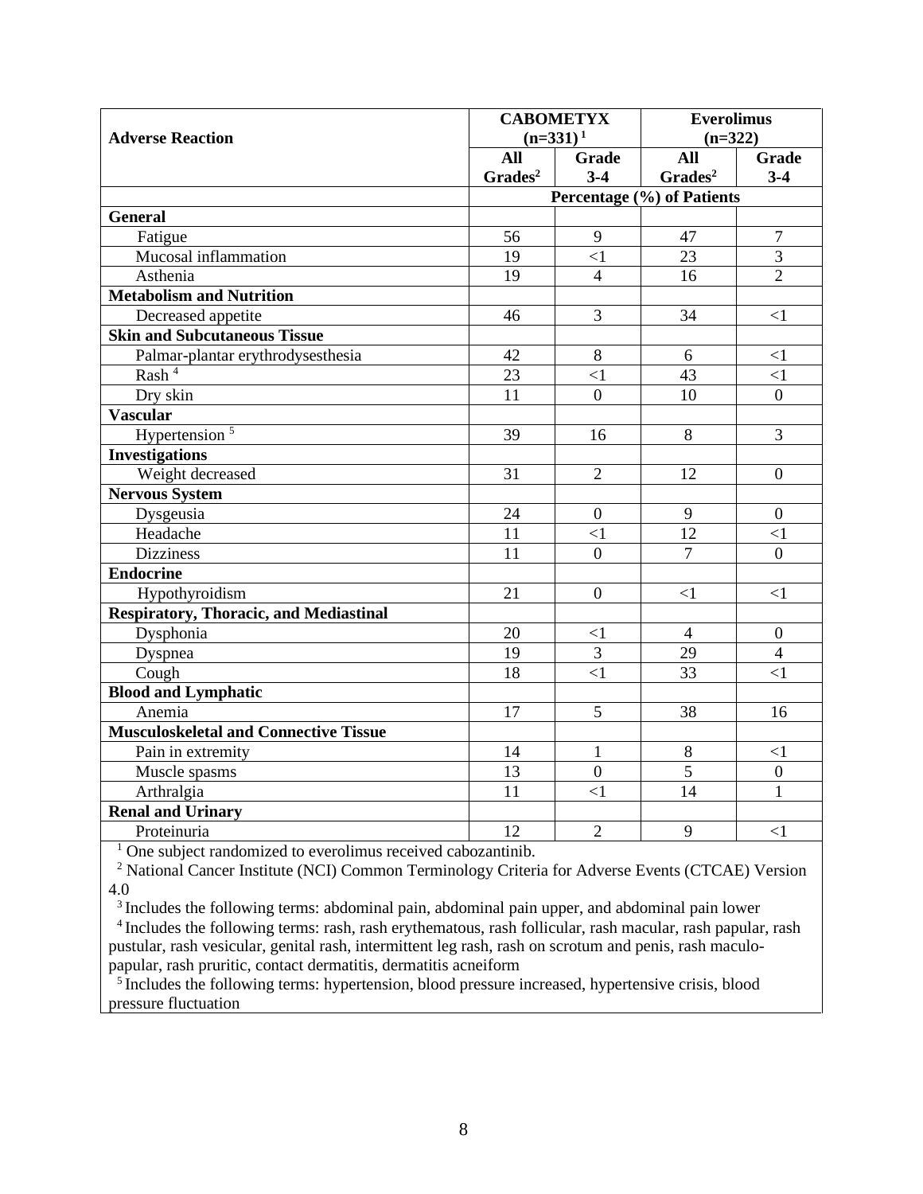| Adverse Reaction | CABOMETYX (n=331)[1] | | Everolimus (n=322) | |
|---|---|---|---|---|
| | All Grades[2] | Grade 3-4 | All Grades[2] | Grade 3-4 |
| | Percentage (%) of Patients | | | |
| **General** | | | | |
| Fatigue | 56 | 9 | 47 | 7 |
| Mucosal inflammation | 19 | <1 | 23 | 3 |
| Asthenia | 19 | 4 | 16 | 2 |
| **Metabolism and Nutrition** | | | | |
| Decreased appetite | 46 | 3 | 34 | <1 |
| **Skin and Subcutaneous Tissue** | | | | |
| Palmar-plantar erythrodysesthesia | 42 | 8 | 6 | <1 |
| Rash [4] | 23 | <1 | 43 | <1 |
| Dry skin | 11 | 0 | 10 | 0 |
| **Vascular** | | | | |
| Hypertension [5] | 39 | 16 | 8 | 3 |
| **Investigations** | | | | |
| Weight decreased | 31 | 2 | 12 | 0 |
| **Nervous System** | | | | |
| Dysgeusia | 24 | 0 | 9 | 0 |
| Headache | 11 | <1 | 12 | <1 |
| Dizziness | 11 | 0 | 7 | 0 |
| **Endocrine** | | | | |
| Hypothyroidism | 21 | 0 | <1 | <1 |
| **Respiratory, Thoracic, and Mediastinal** | | | | |
| Dysphonia | 20 | <1 | 4 | 0 |
| Dyspnea | 19 | 3 | 29 | 4 |
| Cough | 18 | <1 | 33 | <1 |
| **Blood and Lymphatic** | | | | |
| Anemia | 17 | 5 | 38 | 16 |
| **Musculoskeletal and Connective Tissue** | | | | |
| Pain in extremity | 14 | 1 | 8 | <1 |
| Muscle spasms | 13 | 0 | 5 | 0 |
| Arthralgia | 11 | <1 | 14 | 1 |
| **Renal and Urinary** | | | | |
| Proteinuria | 12 | 2 | 9 | <1 |

[1] One subject randomized to everolimus received cabozantinib.

[2] National Cancer Institute (NCI) Common Terminology Criteria for Adverse Events (CTCAE) Version 4.0

[3] Includes the following terms: abdominal pain, abdominal pain upper, and abdominal pain lower

[4] Includes the following terms: rash, rash erythematous, rash follicular, rash macular, rash papular, rash pustular, rash vesicular, genital rash, intermittent leg rash, rash on scrotum and penis, rash maculo-papular, rash pruritic, contact dermatitis, dermatitis acneiform

[5] Includes the following terms: hypertension, blood pressure increased, hypertensive crisis, blood pressure fluctuation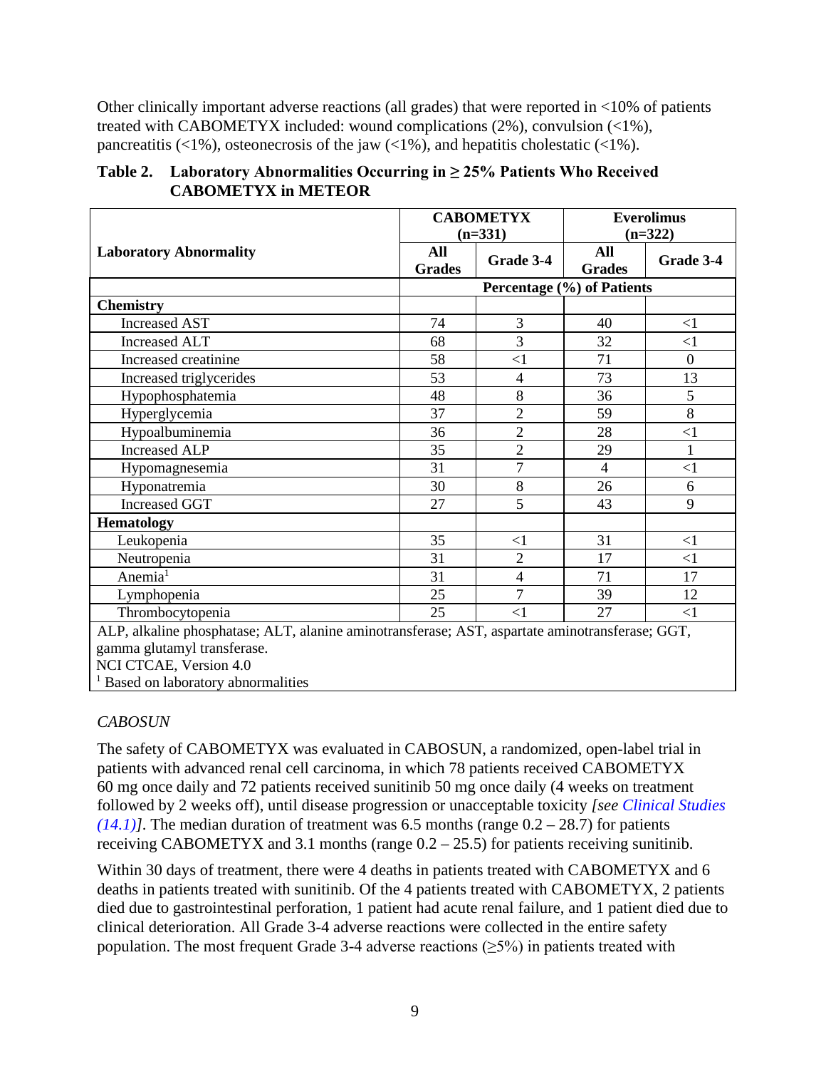Other clinically important adverse reactions (all grades) that were reported in <10% of patients treated with CABOMETYX included: wound complications (2%), convulsion (<1%), pancreatitis (<1%), osteonecrosis of the jaw (<1%), and hepatitis cholestatic (<1%).

**Table 2. Laboratory Abnormalities Occurring in ≥ 25% Patients Who Received CABOMETYX in METEOR**

| Laboratory Abnormality | CABOMETYX (n=331) | | Everolimus (n=322) | |
|---|---|---|---|---|
| | All Grades | Grade 3-4 | All Grades | Grade 3-4 |
| | Percentage (%) of Patients | | | |
| **Chemistry** | | | | |
| Increased AST | 74 | 3 | 40 | <1 |
| Increased ALT | 68 | 3 | 32 | <1 |
| Increased creatinine | 58 | <1 | 71 | 0 |
| Increased triglycerides | 53 | 4 | 73 | 13 |
| Hypophosphatemia | 48 | 8 | 36 | 5 |
| Hyperglycemia | 37 | 2 | 59 | 8 |
| Hypoalbuminemia | 36 | 2 | 28 | <1 |
| Increased ALP | 35 | 2 | 29 | 1 |
| Hypomagnesemia | 31 | 7 | 4 | <1 |
| Hyponatremia | 30 | 8 | 26 | 6 |
| Increased GGT | 27 | 5 | 43 | 9 |
| **Hematology** | | | | |
| Leukopenia | 35 | <1 | 31 | <1 |
| Neutropenia | 31 | 2 | 17 | <1 |
| Anemia[1] | 31 | 4 | 71 | 17 |
| Lymphopenia | 25 | 7 | 39 | 12 |
| Thrombocytopenia | 25 | <1 | 27 | <1 |

ALP, alkaline phosphatase; ALT, alanine aminotransferase; AST, aspartate aminotransferase; GGT, gamma glutamyl transferase.
NCI CTCAE, Version 4.0
[1] Based on laboratory abnormalities

*CABOSUN*

The safety of CABOMETYX was evaluated in CABOSUN, a randomized, open-label trial in patients with advanced renal cell carcinoma, in which 78 patients received CABOMETYX 60 mg once daily and 72 patients received sunitinib 50 mg once daily (4 weeks on treatment followed by 2 weeks off), until disease progression or unacceptable toxicity *[see Clinical Studies (14.1)]*. The median duration of treatment was 6.5 months (range 0.2 – 28.7) for patients receiving CABOMETYX and 3.1 months (range 0.2 – 25.5) for patients receiving sunitinib.

Within 30 days of treatment, there were 4 deaths in patients treated with CABOMETYX and 6 deaths in patients treated with sunitinib. Of the 4 patients treated with CABOMETYX, 2 patients died due to gastrointestinal perforation, 1 patient had acute renal failure, and 1 patient died due to clinical deterioration. All Grade 3-4 adverse reactions were collected in the entire safety population. The most frequent Grade 3-4 adverse reactions (≥5%) in patients treated with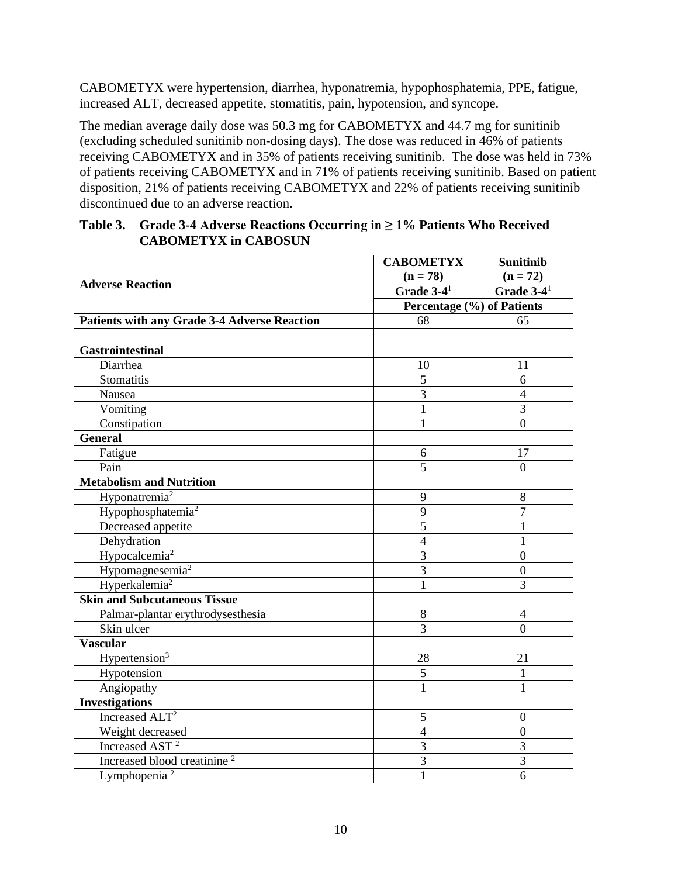CABOMETYX were hypertension, diarrhea, hyponatremia, hypophosphatemia, PPE, fatigue, increased ALT, decreased appetite, stomatitis, pain, hypotension, and syncope.

The median average daily dose was 50.3 mg for CABOMETYX and 44.7 mg for sunitinib (excluding scheduled sunitinib non-dosing days). The dose was reduced in 46% of patients receiving CABOMETYX and in 35% of patients receiving sunitinib. The dose was held in 73% of patients receiving CABOMETYX and in 71% of patients receiving sunitinib. Based on patient disposition, 21% of patients receiving CABOMETYX and 22% of patients receiving sunitinib discontinued due to an adverse reaction.

**Table 3. Grade 3-4 Adverse Reactions Occurring in ≥ 1% Patients Who Received CABOMETYX in CABOSUN**

| Adverse Reaction | CABOMETYX (n = 78) | Sunitinib (n = 72) |
|---|---|---|
| | Grade 3-4[1] | Grade 3-4[1] |
| | Percentage (%) of Patients | |
| **Patients with any Grade 3-4 Adverse Reaction** | 68 | 65 |
| | | |
| **Gastrointestinal** | | |
| Diarrhea | 10 | 11 |
| Stomatitis | 5 | 6 |
| Nausea | 3 | 4 |
| Vomiting | 1 | 3 |
| Constipation | 1 | 0 |
| **General** | | |
| Fatigue | 6 | 17 |
| Pain | 5 | 0 |
| **Metabolism and Nutrition** | | |
| Hyponatremia[2] | 9 | 8 |
| Hypophosphatemia[2] | 9 | 7 |
| Decreased appetite | 5 | 1 |
| Dehydration | 4 | 1 |
| Hypocalcemia[2] | 3 | 0 |
| Hypomagnesemia[2] | 3 | 0 |
| Hyperkalemia[2] | 1 | 3 |
| **Skin and Subcutaneous Tissue** | | |
| Palmar-plantar erythrodysesthesia | 8 | 4 |
| Skin ulcer | 3 | 0 |
| **Vascular** | | |
| Hypertension[3] | 28 | 21 |
| Hypotension | 5 | 1 |
| Angiopathy | 1 | 1 |
| **Investigations** | | |
| Increased ALT[2] | 5 | 0 |
| Weight decreased | 4 | 0 |
| Increased AST[2] | 3 | 3 |
| Increased blood creatinine[2] | 3 | 3 |
| Lymphopenia[2] | 1 | 6 |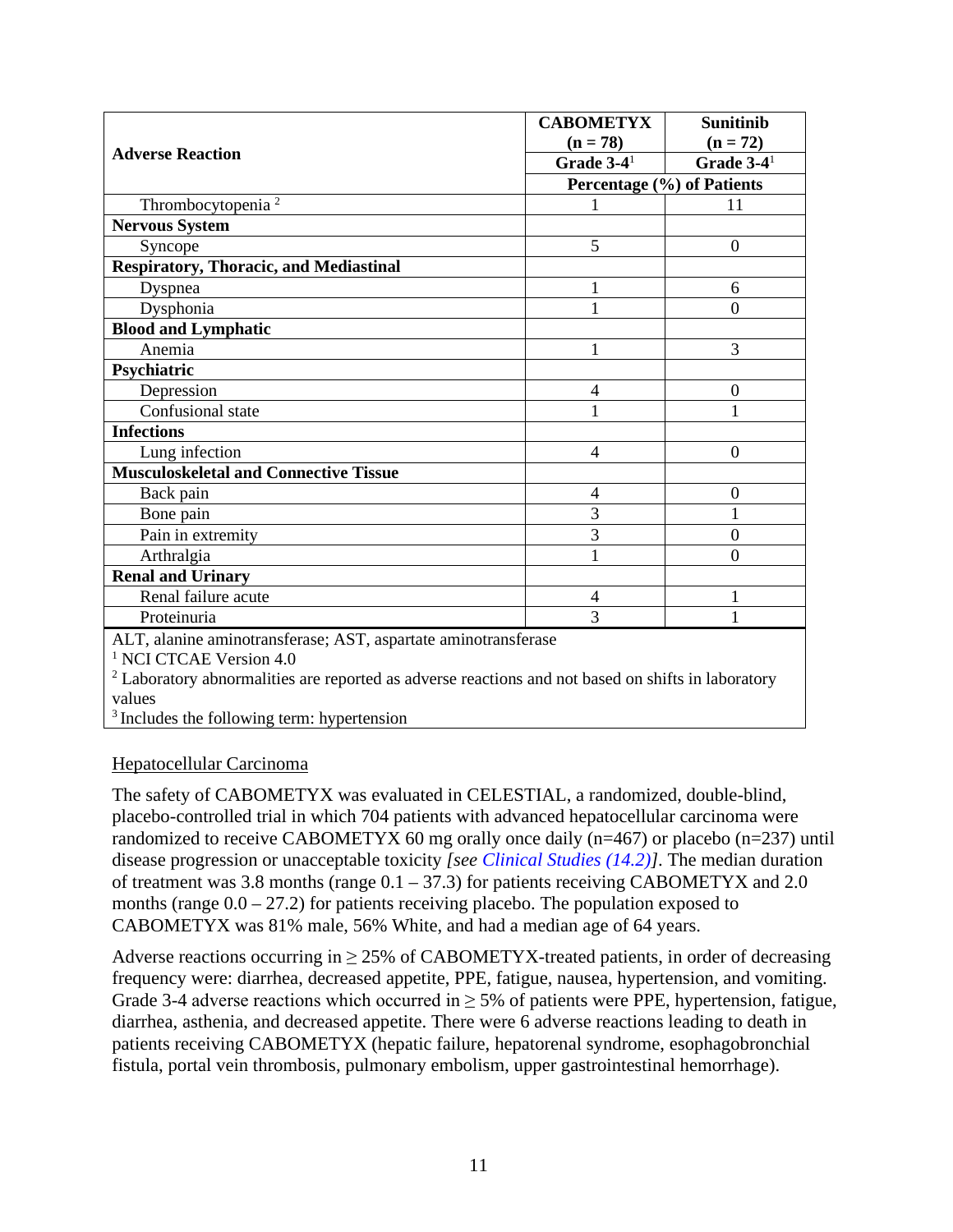| Adverse Reaction | CABOMETYX (n = 78) Grade 3-4[1] | Sunitinib (n = 72) Grade 3-4[1] |
|---|---|---|
| | Percentage (%) of Patients | |
| Thrombocytopenia [2] | 1 | 11 |
| **Nervous System** | | |
| Syncope | 5 | 0 |
| **Respiratory, Thoracic, and Mediastinal** | | |
| Dyspnea | 1 | 6 |
| Dysphonia | 1 | 0 |
| **Blood and Lymphatic** | | |
| Anemia | 1 | 3 |
| **Psychiatric** | | |
| Depression | 4 | 0 |
| Confusional state | 1 | 1 |
| **Infections** | | |
| Lung infection | 4 | 0 |
| **Musculoskeletal and Connective Tissue** | | |
| Back pain | 4 | 0 |
| Bone pain | 3 | 1 |
| Pain in extremity | 3 | 0 |
| Arthralgia | 1 | 0 |
| **Renal and Urinary** | | |
| Renal failure acute | 4 | 1 |
| Proteinuria | 3 | 1 |

ALT, alanine aminotransferase; AST, aspartate aminotransferase
[1] NCI CTCAE Version 4.0
[2] Laboratory abnormalities are reported as adverse reactions and not based on shifts in laboratory values
[3] Includes the following term: hypertension

Hepatocellular Carcinoma

The safety of CABOMETYX was evaluated in CELESTIAL, a randomized, double-blind, placebo-controlled trial in which 704 patients with advanced hepatocellular carcinoma were randomized to receive CABOMETYX 60 mg orally once daily (n=467) or placebo (n=237) until disease progression or unacceptable toxicity *[see Clinical Studies (14.2)]*. The median duration of treatment was 3.8 months (range 0.1 – 37.3) for patients receiving CABOMETYX and 2.0 months (range 0.0 – 27.2) for patients receiving placebo. The population exposed to CABOMETYX was 81% male, 56% White, and had a median age of 64 years.

Adverse reactions occurring in ≥ 25% of CABOMETYX-treated patients, in order of decreasing frequency were: diarrhea, decreased appetite, PPE, fatigue, nausea, hypertension, and vomiting. Grade 3-4 adverse reactions which occurred in ≥ 5% of patients were PPE, hypertension, fatigue, diarrhea, asthenia, and decreased appetite. There were 6 adverse reactions leading to death in patients receiving CABOMETYX (hepatic failure, hepatorenal syndrome, esophagobronchial fistula, portal vein thrombosis, pulmonary embolism, upper gastrointestinal hemorrhage).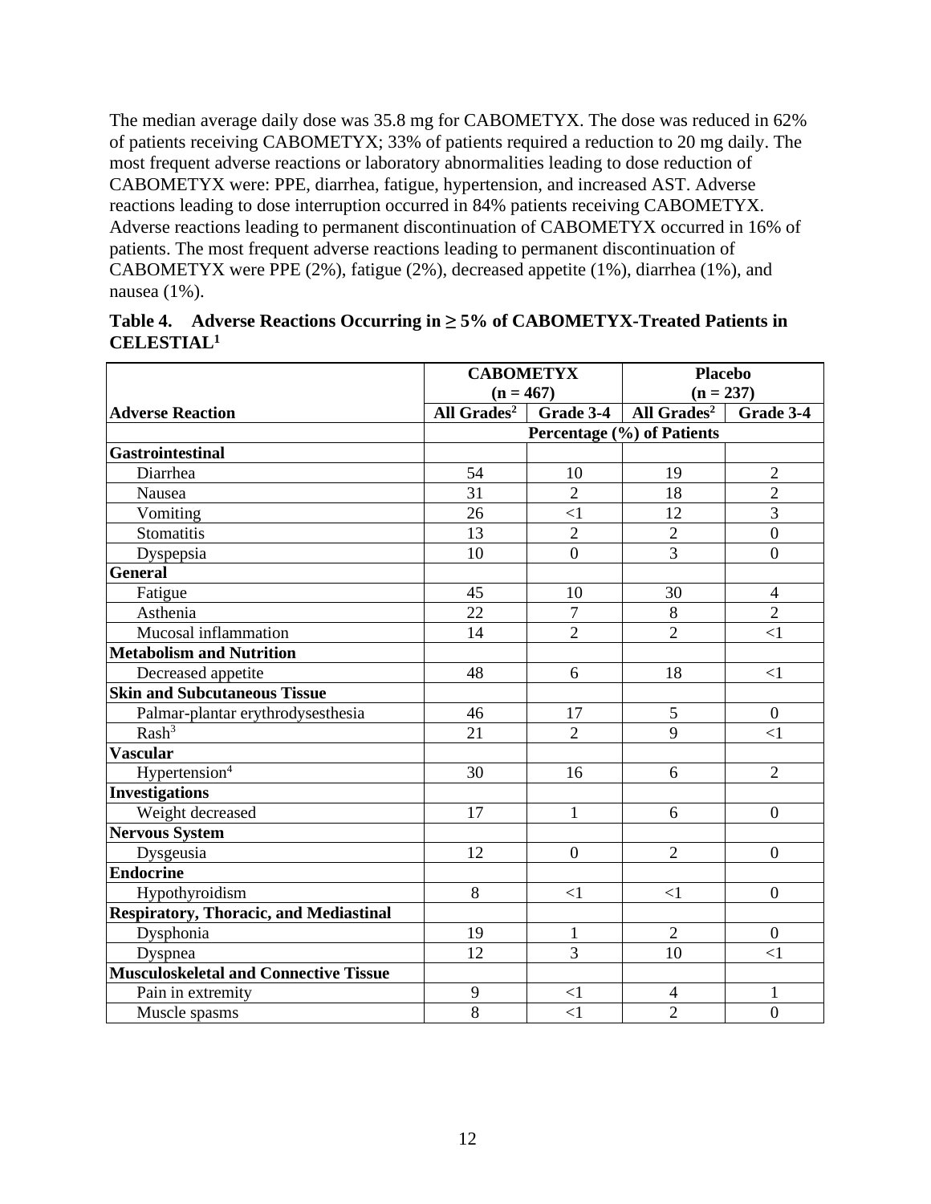The median average daily dose was 35.8 mg for CABOMETYX. The dose was reduced in 62% of patients receiving CABOMETYX; 33% of patients required a reduction to 20 mg daily. The most frequent adverse reactions or laboratory abnormalities leading to dose reduction of CABOMETYX were: PPE, diarrhea, fatigue, hypertension, and increased AST. Adverse reactions leading to dose interruption occurred in 84% patients receiving CABOMETYX. Adverse reactions leading to permanent discontinuation of CABOMETYX occurred in 16% of patients. The most frequent adverse reactions leading to permanent discontinuation of CABOMETYX were PPE (2%), fatigue (2%), decreased appetite (1%), diarrhea (1%), and nausea (1%).

**Table 4. Adverse Reactions Occurring in ≥ 5% of CABOMETYX-Treated Patients in CELESTIAL[1]**

| | CABOMETYX (n = 467) | | Placebo (n = 237) | |
|---|---|---|---|---|
| **Adverse Reaction** | **All Grades[2]** | **Grade 3-4** | **All Grades[2]** | **Grade 3-4** |
| | **Percentage (%) of Patients** | | | |
| **Gastrointestinal** | | | | |
| Diarrhea | 54 | 10 | 19 | 2 |
| Nausea | 31 | 2 | 18 | 2 |
| Vomiting | 26 | <1 | 12 | 3 |
| Stomatitis | 13 | 2 | 2 | 0 |
| Dyspepsia | 10 | 0 | 3 | 0 |
| **General** | | | | |
| Fatigue | 45 | 10 | 30 | 4 |
| Asthenia | 22 | 7 | 8 | 2 |
| Mucosal inflammation | 14 | 2 | 2 | <1 |
| **Metabolism and Nutrition** | | | | |
| Decreased appetite | 48 | 6 | 18 | <1 |
| **Skin and Subcutaneous Tissue** | | | | |
| Palmar-plantar erythrodysesthesia | 46 | 17 | 5 | 0 |
| Rash[3] | 21 | 2 | 9 | <1 |
| **Vascular** | | | | |
| Hypertension[4] | 30 | 16 | 6 | 2 |
| **Investigations** | | | | |
| Weight decreased | 17 | 1 | 6 | 0 |
| **Nervous System** | | | | |
| Dysgeusia | 12 | 0 | 2 | 0 |
| **Endocrine** | | | | |
| Hypothyroidism | 8 | <1 | <1 | 0 |
| **Respiratory, Thoracic, and Mediastinal** | | | | |
| Dysphonia | 19 | 1 | 2 | 0 |
| Dyspnea | 12 | 3 | 10 | <1 |
| **Musculoskeletal and Connective Tissue** | | | | |
| Pain in extremity | 9 | <1 | 4 | 1 |
| Muscle spasms | 8 | <1 | 2 | 0 |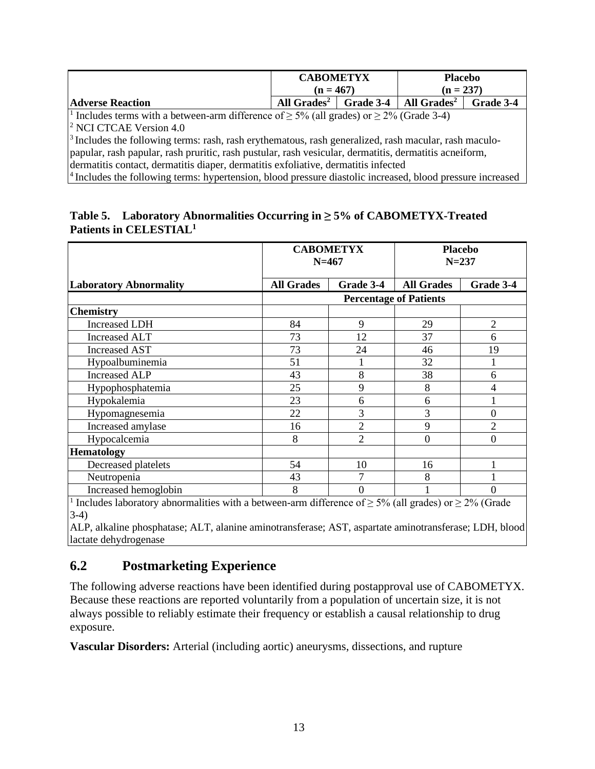| | CABOMETYX (n = 467) | | Placebo (n = 237) | |
|---|---|---|---|---|
| **Adverse Reaction** | All Grades[2] | Grade 3-4 | All Grades[2] | Grade 3-4 |

[1] Includes terms with a between-arm difference of ≥ 5% (all grades) or ≥ 2% (Grade 3-4)
[2] NCI CTCAE Version 4.0
[3] Includes the following terms: rash, rash erythematous, rash generalized, rash macular, rash maculo-papular, rash papular, rash pruritic, rash pustular, rash vesicular, dermatitis, dermatitis acneiform, dermatitis contact, dermatitis diaper, dermatitis exfoliative, dermatitis infected
[4] Includes the following terms: hypertension, blood pressure diastolic increased, blood pressure increased

**Table 5. Laboratory Abnormalities Occurring in ≥ 5% of CABOMETYX-Treated Patients in CELESTIAL[1]**

| | CABOMETYX N=467 | | Placebo N=237 | |
|---|---|---|---|---|
| **Laboratory Abnormality** | **All Grades** | **Grade 3-4** | **All Grades** | **Grade 3-4** |
| | **Percentage of Patients** | | | |
| **Chemistry** | | | | |
| Increased LDH | 84 | 9 | 29 | 2 |
| Increased ALT | 73 | 12 | 37 | 6 |
| Increased AST | 73 | 24 | 46 | 19 |
| Hypoalbuminemia | 51 | 1 | 32 | 1 |
| Increased ALP | 43 | 8 | 38 | 6 |
| Hypophosphatemia | 25 | 9 | 8 | 4 |
| Hypokalemia | 23 | 6 | 6 | 1 |
| Hypomagnesemia | 22 | 3 | 3 | 0 |
| Increased amylase | 16 | 2 | 9 | 2 |
| Hypocalcemia | 8 | 2 | 0 | 0 |
| **Hematology** | | | | |
| Decreased platelets | 54 | 10 | 16 | 1 |
| Neutropenia | 43 | 7 | 8 | 1 |
| Increased hemoglobin | 8 | 0 | 1 | 0 |

[1] Includes laboratory abnormalities with a between-arm difference of ≥ 5% (all grades) or ≥ 2% (Grade 3-4)
ALP, alkaline phosphatase; ALT, alanine aminotransferase; AST, aspartate aminotransferase; LDH, blood lactate dehydrogenase

## 6.2 Postmarketing Experience

The following adverse reactions have been identified during postapproval use of CABOMETYX. Because these reactions are reported voluntarily from a population of uncertain size, it is not always possible to reliably estimate their frequency or establish a causal relationship to drug exposure.

**Vascular Disorders:** Arterial (including aortic) aneurysms, dissections, and rupture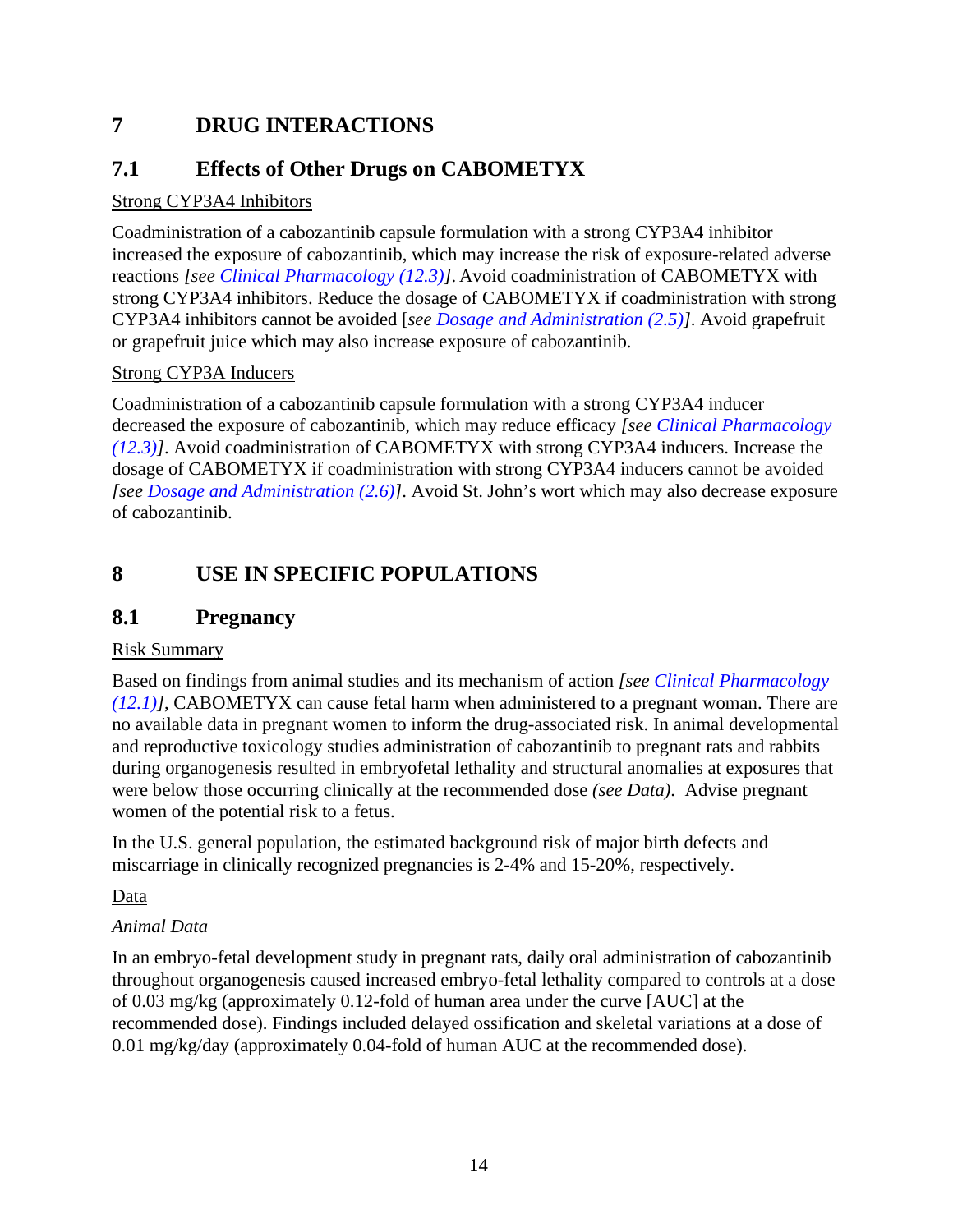# 7 DRUG INTERACTIONS

## 7.1 Effects of Other Drugs on CABOMETYX

Strong CYP3A4 Inhibitors

Coadministration of a cabozantinib capsule formulation with a strong CYP3A4 inhibitor increased the exposure of cabozantinib, which may increase the risk of exposure-related adverse reactions *[see Clinical Pharmacology (12.3)]*. Avoid coadministration of CABOMETYX with strong CYP3A4 inhibitors. Reduce the dosage of CABOMETYX if coadministration with strong CYP3A4 inhibitors cannot be avoided [*see Dosage and Administration (2.5)]*. Avoid grapefruit or grapefruit juice which may also increase exposure of cabozantinib.

Strong CYP3A Inducers

Coadministration of a cabozantinib capsule formulation with a strong CYP3A4 inducer decreased the exposure of cabozantinib, which may reduce efficacy *[see Clinical Pharmacology (12.3)]*. Avoid coadministration of CABOMETYX with strong CYP3A4 inducers. Increase the dosage of CABOMETYX if coadministration with strong CYP3A4 inducers cannot be avoided *[see Dosage and Administration (2.6)]*. Avoid St. John's wort which may also decrease exposure of cabozantinib.

# 8 USE IN SPECIFIC POPULATIONS

## 8.1 Pregnancy

Risk Summary

Based on findings from animal studies and its mechanism of action *[see Clinical Pharmacology (12.1)]*, CABOMETYX can cause fetal harm when administered to a pregnant woman. There are no available data in pregnant women to inform the drug-associated risk. In animal developmental and reproductive toxicology studies administration of cabozantinib to pregnant rats and rabbits during organogenesis resulted in embryofetal lethality and structural anomalies at exposures that were below those occurring clinically at the recommended dose *(see Data)*. Advise pregnant women of the potential risk to a fetus.

In the U.S. general population, the estimated background risk of major birth defects and miscarriage in clinically recognized pregnancies is 2-4% and 15-20%, respectively.

Data

*Animal Data*

In an embryo-fetal development study in pregnant rats, daily oral administration of cabozantinib throughout organogenesis caused increased embryo-fetal lethality compared to controls at a dose of 0.03 mg/kg (approximately 0.12-fold of human area under the curve [AUC] at the recommended dose). Findings included delayed ossification and skeletal variations at a dose of 0.01 mg/kg/day (approximately 0.04-fold of human AUC at the recommended dose).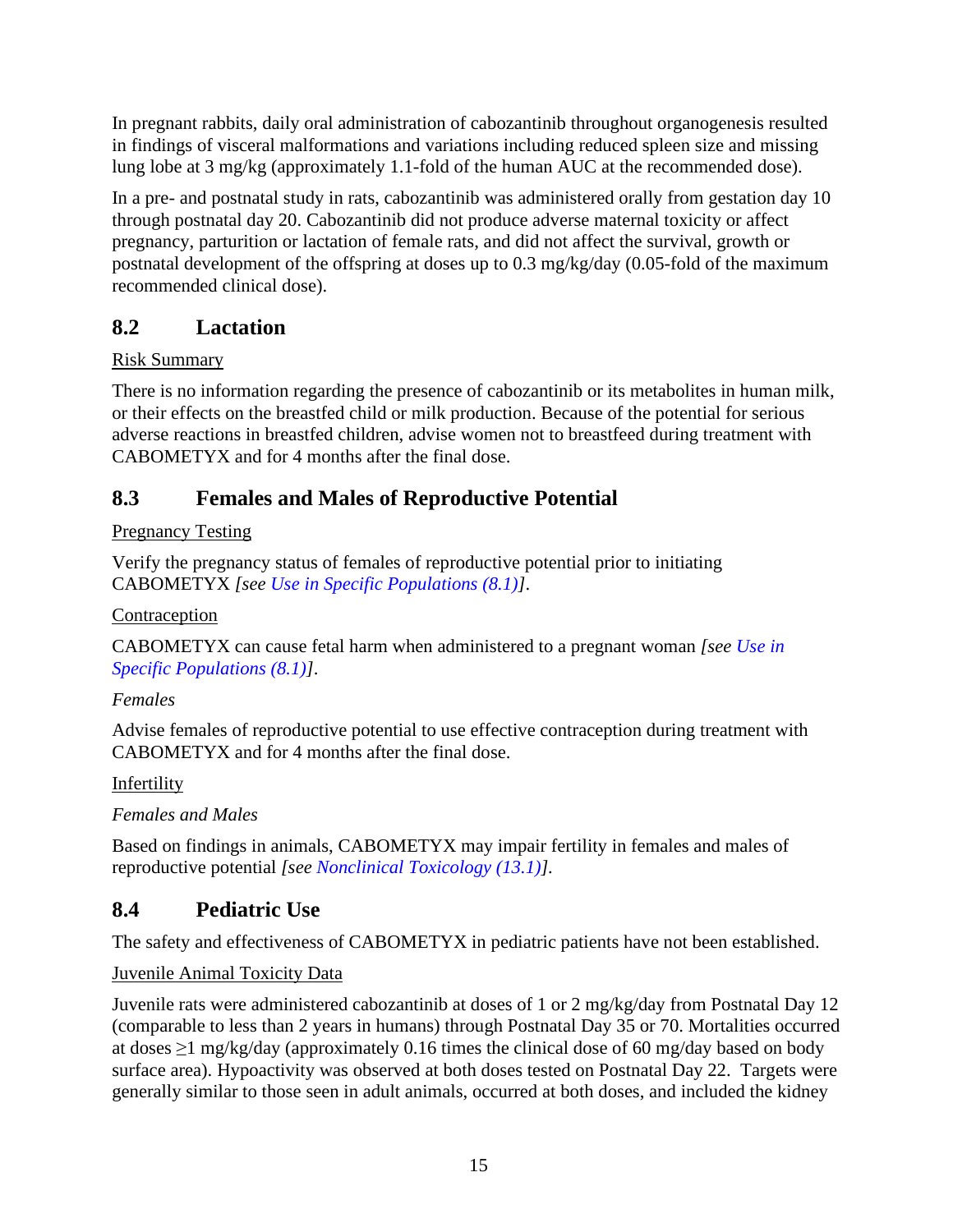In pregnant rabbits, daily oral administration of cabozantinib throughout organogenesis resulted in findings of visceral malformations and variations including reduced spleen size and missing lung lobe at 3 mg/kg (approximately 1.1-fold of the human AUC at the recommended dose).

In a pre- and postnatal study in rats, cabozantinib was administered orally from gestation day 10 through postnatal day 20. Cabozantinib did not produce adverse maternal toxicity or affect pregnancy, parturition or lactation of female rats, and did not affect the survival, growth or postnatal development of the offspring at doses up to 0.3 mg/kg/day (0.05-fold of the maximum recommended clinical dose).

## 8.2 Lactation

Risk Summary

There is no information regarding the presence of cabozantinib or its metabolites in human milk, or their effects on the breastfed child or milk production. Because of the potential for serious adverse reactions in breastfed children, advise women not to breastfeed during treatment with CABOMETYX and for 4 months after the final dose.

## 8.3 Females and Males of Reproductive Potential

Pregnancy Testing

Verify the pregnancy status of females of reproductive potential prior to initiating CABOMETYX *[see Use in Specific Populations (8.1)]*.

Contraception

CABOMETYX can cause fetal harm when administered to a pregnant woman *[see Use in Specific Populations (8.1)]*.

*Females*

Advise females of reproductive potential to use effective contraception during treatment with CABOMETYX and for 4 months after the final dose.

Infertility

*Females and Males*

Based on findings in animals, CABOMETYX may impair fertility in females and males of reproductive potential *[see Nonclinical Toxicology (13.1)]*.

## 8.4 Pediatric Use

The safety and effectiveness of CABOMETYX in pediatric patients have not been established.

Juvenile Animal Toxicity Data

Juvenile rats were administered cabozantinib at doses of 1 or 2 mg/kg/day from Postnatal Day 12 (comparable to less than 2 years in humans) through Postnatal Day 35 or 70. Mortalities occurred at doses ≥1 mg/kg/day (approximately 0.16 times the clinical dose of 60 mg/day based on body surface area). Hypoactivity was observed at both doses tested on Postnatal Day 22. Targets were generally similar to those seen in adult animals, occurred at both doses, and included the kidney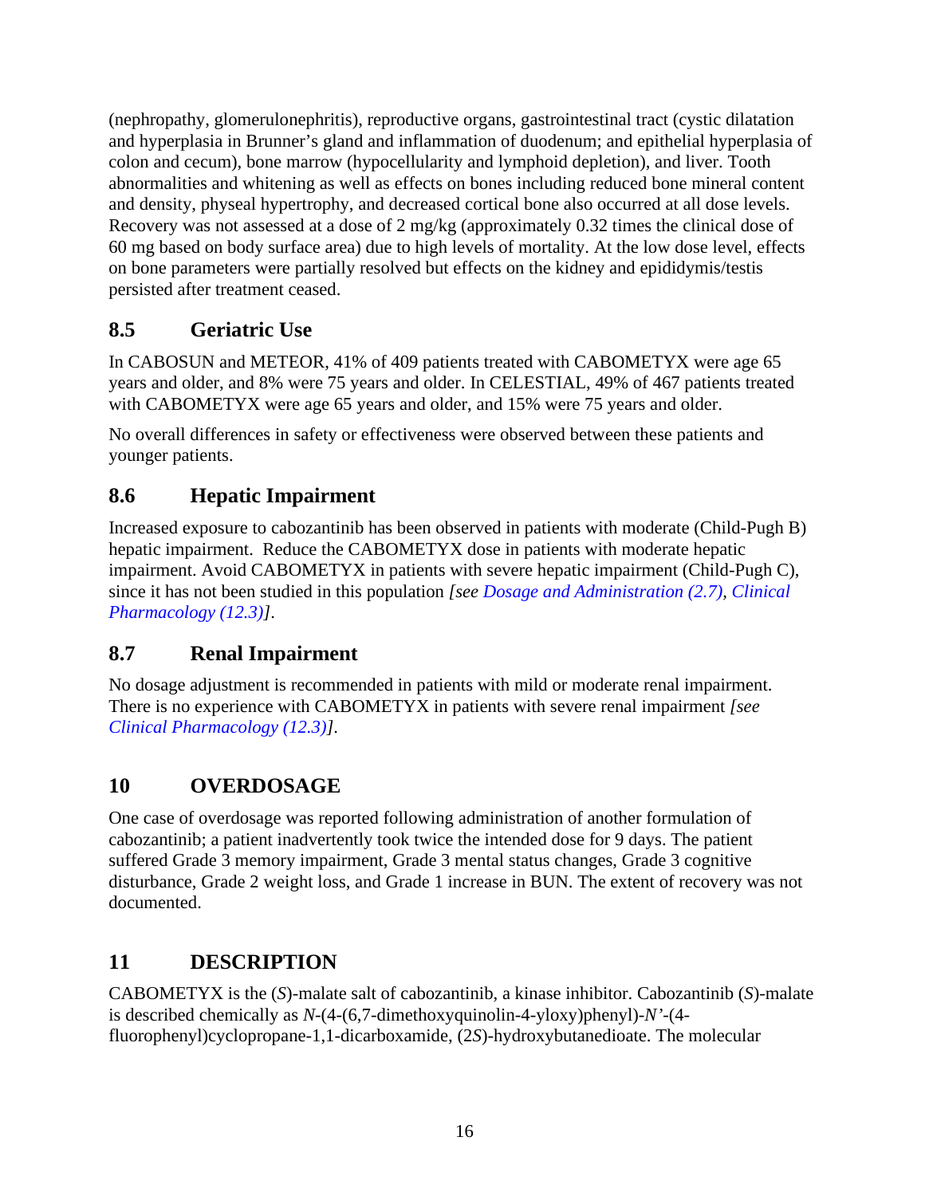(nephropathy, glomerulonephritis), reproductive organs, gastrointestinal tract (cystic dilatation and hyperplasia in Brunner's gland and inflammation of duodenum; and epithelial hyperplasia of colon and cecum), bone marrow (hypocellularity and lymphoid depletion), and liver. Tooth abnormalities and whitening as well as effects on bones including reduced bone mineral content and density, physeal hypertrophy, and decreased cortical bone also occurred at all dose levels. Recovery was not assessed at a dose of 2 mg/kg (approximately 0.32 times the clinical dose of 60 mg based on body surface area) due to high levels of mortality. At the low dose level, effects on bone parameters were partially resolved but effects on the kidney and epididymis/testis persisted after treatment ceased.

## 8.5 Geriatric Use

In CABOSUN and METEOR, 41% of 409 patients treated with CABOMETYX were age 65 years and older, and 8% were 75 years and older. In CELESTIAL, 49% of 467 patients treated with CABOMETYX were age 65 years and older, and 15% were 75 years and older.

No overall differences in safety or effectiveness were observed between these patients and younger patients.

## 8.6 Hepatic Impairment

Increased exposure to cabozantinib has been observed in patients with moderate (Child-Pugh B) hepatic impairment. Reduce the CABOMETYX dose in patients with moderate hepatic impairment. Avoid CABOMETYX in patients with severe hepatic impairment (Child-Pugh C), since it has not been studied in this population *[see Dosage and Administration (2.7), Clinical Pharmacology (12.3)]*.

## 8.7 Renal Impairment

No dosage adjustment is recommended in patients with mild or moderate renal impairment. There is no experience with CABOMETYX in patients with severe renal impairment *[see Clinical Pharmacology (12.3)]*.

# 10 OVERDOSAGE

One case of overdosage was reported following administration of another formulation of cabozantinib; a patient inadvertently took twice the intended dose for 9 days. The patient suffered Grade 3 memory impairment, Grade 3 mental status changes, Grade 3 cognitive disturbance, Grade 2 weight loss, and Grade 1 increase in BUN. The extent of recovery was not documented.

# 11 DESCRIPTION

CABOMETYX is the (*S*)-malate salt of cabozantinib, a kinase inhibitor. Cabozantinib (*S*)-malate is described chemically as *N*-(4-(6,7-dimethoxyquinolin-4-yloxy)phenyl)-*N'*-(4-fluorophenyl)cyclopropane-1,1-dicarboxamide, (2*S*)-hydroxybutanedioate. The molecular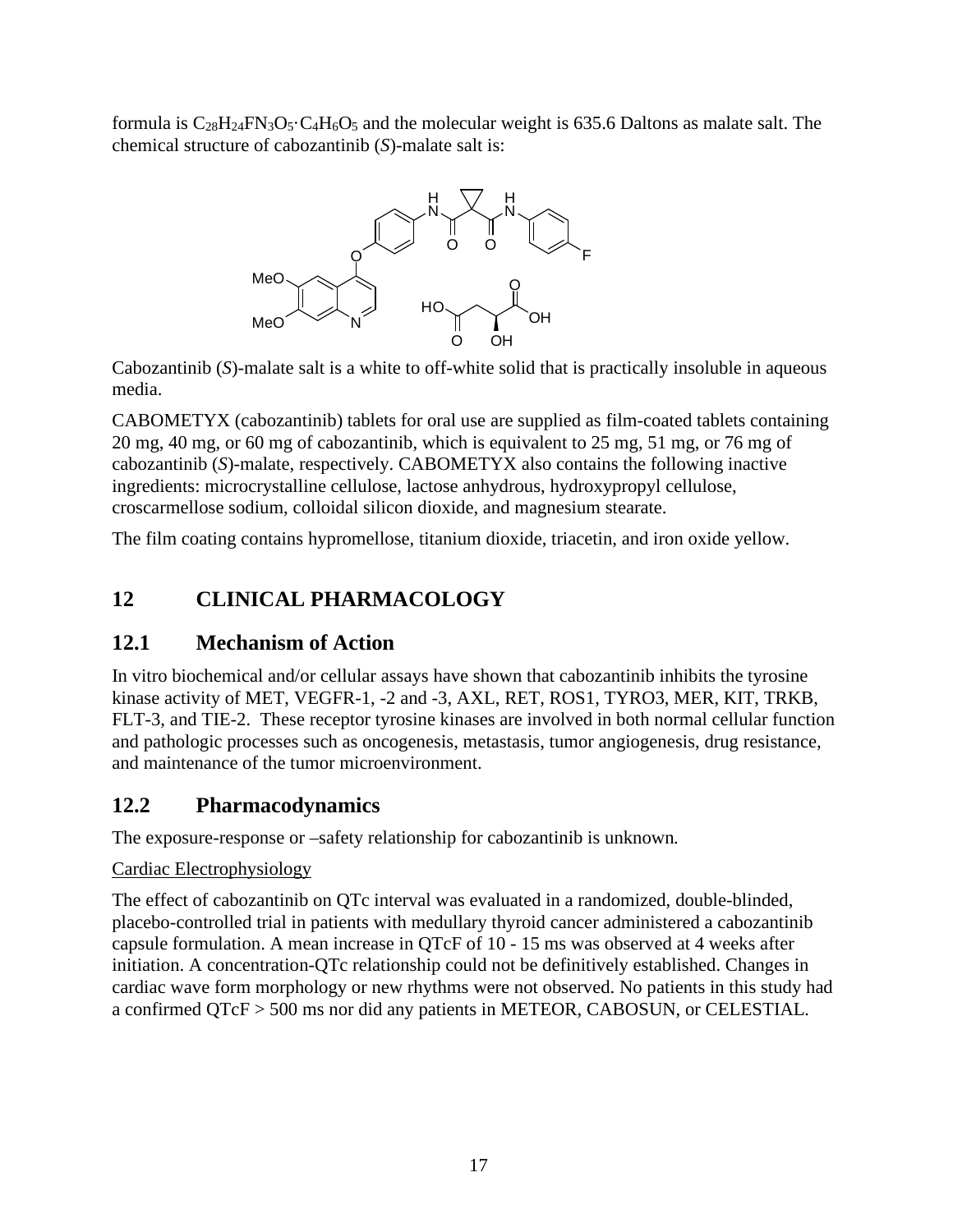formula is $C_{28}H_{24}FN_3O_5 \cdot C_4H_6O_5$ and the molecular weight is 635.6 Daltons as malate salt. The chemical structure of cabozantinib (*S*)-malate salt is:

Cabozantinib (*S*)-malate salt is a white to off-white solid that is practically insoluble in aqueous media.

CABOMETYX (cabozantinib) tablets for oral use are supplied as film-coated tablets containing 20 mg, 40 mg, or 60 mg of cabozantinib, which is equivalent to 25 mg, 51 mg, or 76 mg of cabozantinib (*S*)-malate, respectively. CABOMETYX also contains the following inactive ingredients: microcrystalline cellulose, lactose anhydrous, hydroxypropyl cellulose, croscarmellose sodium, colloidal silicon dioxide, and magnesium stearate.

The film coating contains hypromellose, titanium dioxide, triacetin, and iron oxide yellow.

# 12 CLINICAL PHARMACOLOGY

## 12.1 Mechanism of Action

In vitro biochemical and/or cellular assays have shown that cabozantinib inhibits the tyrosine kinase activity of MET, VEGFR-1, -2 and -3, AXL, RET, ROS1, TYRO3, MER, KIT, TRKB, FLT-3, and TIE-2. These receptor tyrosine kinases are involved in both normal cellular function and pathologic processes such as oncogenesis, metastasis, tumor angiogenesis, drug resistance, and maintenance of the tumor microenvironment.

## 12.2 Pharmacodynamics

The exposure-response or –safety relationship for cabozantinib is unknown.

Cardiac Electrophysiology

The effect of cabozantinib on QTc interval was evaluated in a randomized, double-blinded, placebo-controlled trial in patients with medullary thyroid cancer administered a cabozantinib capsule formulation. A mean increase in QTcF of 10 - 15 ms was observed at 4 weeks after initiation. A concentration-QTc relationship could not be definitively established. Changes in cardiac wave form morphology or new rhythms were not observed. No patients in this study had a confirmed QTcF > 500 ms nor did any patients in METEOR, CABOSUN, or CELESTIAL.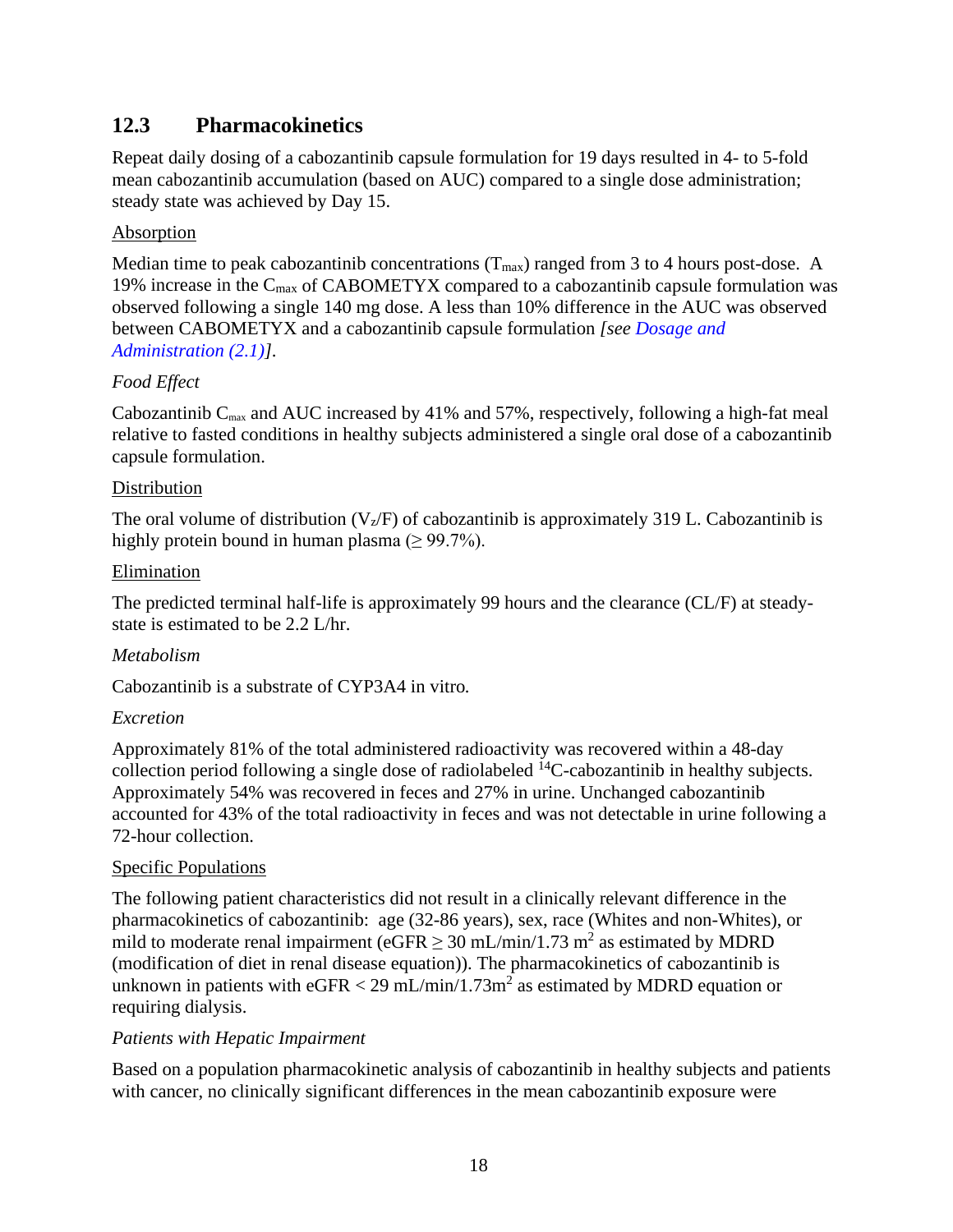## 12.3 Pharmacokinetics

Repeat daily dosing of a cabozantinib capsule formulation for 19 days resulted in 4- to 5-fold mean cabozantinib accumulation (based on AUC) compared to a single dose administration; steady state was achieved by Day 15.

Absorption

Median time to peak cabozantinib concentrations ($T_{max}$) ranged from 3 to 4 hours post-dose. A 19% increase in the $C_{max}$ of CABOMETYX compared to a cabozantinib capsule formulation was observed following a single 140 mg dose. A less than 10% difference in the AUC was observed between CABOMETYX and a cabozantinib capsule formulation *[see Dosage and Administration (2.1)]*.

*Food Effect*

Cabozantinib $C_{max}$ and AUC increased by 41% and 57%, respectively, following a high-fat meal relative to fasted conditions in healthy subjects administered a single oral dose of a cabozantinib capsule formulation.

Distribution

The oral volume of distribution ($V_z/F$) of cabozantinib is approximately 319 L. Cabozantinib is highly protein bound in human plasma ($\geq$ 99.7%).

Elimination

The predicted terminal half-life is approximately 99 hours and the clearance (CL/F) at steady-state is estimated to be 2.2 L/hr.

*Metabolism*

Cabozantinib is a substrate of CYP3A4 in vitro.

*Excretion*

Approximately 81% of the total administered radioactivity was recovered within a 48-day collection period following a single dose of radiolabeled $^{14}$C-cabozantinib in healthy subjects. Approximately 54% was recovered in feces and 27% in urine. Unchanged cabozantinib accounted for 43% of the total radioactivity in feces and was not detectable in urine following a 72-hour collection.

Specific Populations

The following patient characteristics did not result in a clinically relevant difference in the pharmacokinetics of cabozantinib: age (32-86 years), sex, race (Whites and non-Whites), or mild to moderate renal impairment (eGFR $\geq$ 30 mL/min/1.73 $m^2$ as estimated by MDRD (modification of diet in renal disease equation)). The pharmacokinetics of cabozantinib is unknown in patients with eGFR < 29 mL/min/1.73$m^2$ as estimated by MDRD equation or requiring dialysis.

*Patients with Hepatic Impairment*

Based on a population pharmacokinetic analysis of cabozantinib in healthy subjects and patients with cancer, no clinically significant differences in the mean cabozantinib exposure were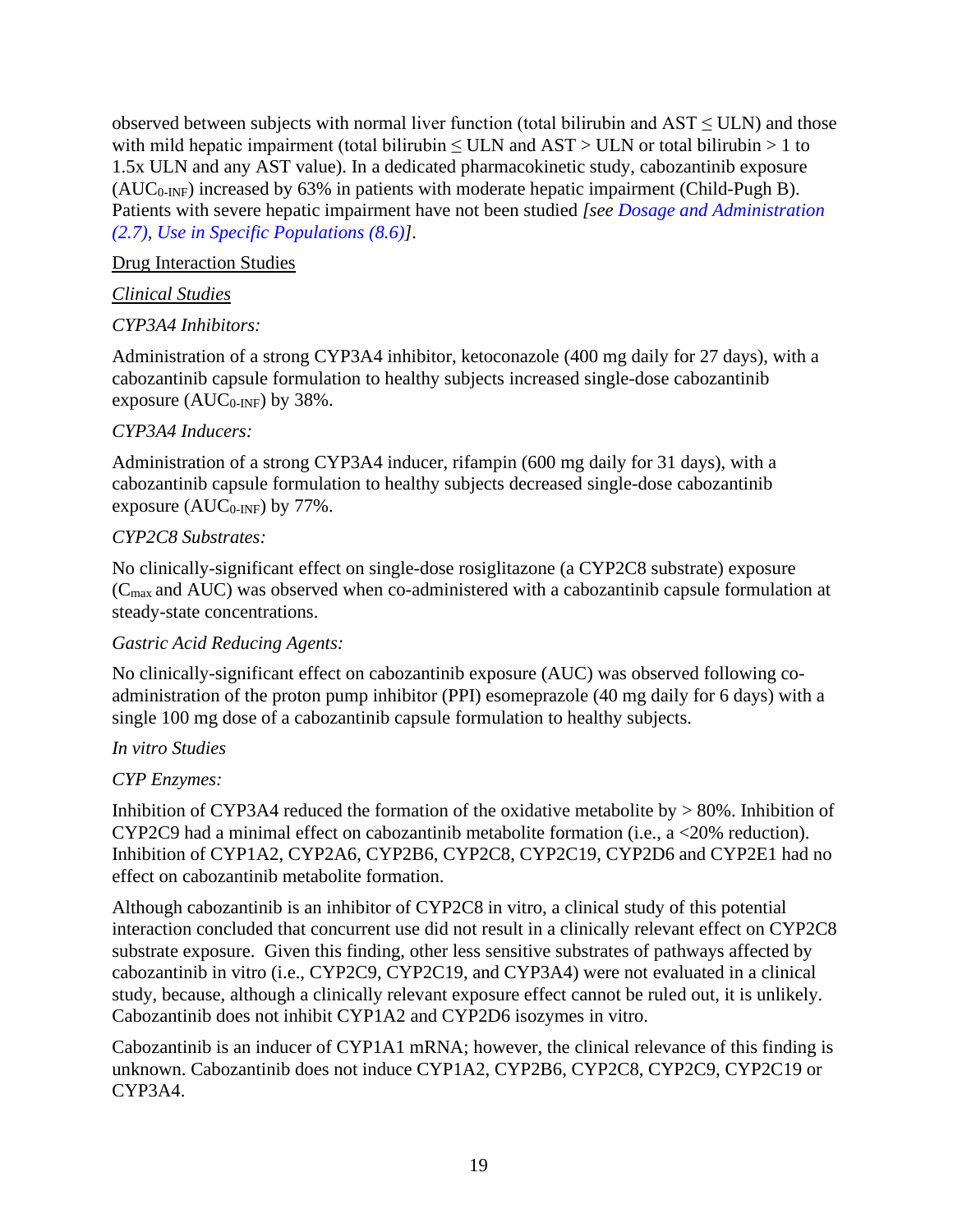observed between subjects with normal liver function (total bilirubin and AST ≤ ULN) and those with mild hepatic impairment (total bilirubin ≤ ULN and AST > ULN or total bilirubin > 1 to 1.5x ULN and any AST value). In a dedicated pharmacokinetic study, cabozantinib exposure ($AUC_{0\text{-}INF}$) increased by 63% in patients with moderate hepatic impairment (Child-Pugh B). Patients with severe hepatic impairment have not been studied *[see Dosage and Administration (2.7), Use in Specific Populations (8.6)]*.

Drug Interaction Studies

*Clinical Studies*

*CYP3A4 Inhibitors:*

Administration of a strong CYP3A4 inhibitor, ketoconazole (400 mg daily for 27 days), with a cabozantinib capsule formulation to healthy subjects increased single-dose cabozantinib exposure ($AUC_{0\text{-}INF}$) by 38%.

*CYP3A4 Inducers:*

Administration of a strong CYP3A4 inducer, rifampin (600 mg daily for 31 days), with a cabozantinib capsule formulation to healthy subjects decreased single-dose cabozantinib exposure ($AUC_{0\text{-}INF}$) by 77%.

*CYP2C8 Substrates:*

No clinically-significant effect on single-dose rosiglitazone (a CYP2C8 substrate) exposure ($C_{max}$ and AUC) was observed when co-administered with a cabozantinib capsule formulation at steady-state concentrations.

*Gastric Acid Reducing Agents:*

No clinically-significant effect on cabozantinib exposure (AUC) was observed following co-administration of the proton pump inhibitor (PPI) esomeprazole (40 mg daily for 6 days) with a single 100 mg dose of a cabozantinib capsule formulation to healthy subjects.

*In vitro Studies*

*CYP Enzymes:*

Inhibition of CYP3A4 reduced the formation of the oxidative metabolite by > 80%. Inhibition of CYP2C9 had a minimal effect on cabozantinib metabolite formation (i.e., a <20% reduction). Inhibition of CYP1A2, CYP2A6, CYP2B6, CYP2C8, CYP2C19, CYP2D6 and CYP2E1 had no effect on cabozantinib metabolite formation.

Although cabozantinib is an inhibitor of CYP2C8 in vitro, a clinical study of this potential interaction concluded that concurrent use did not result in a clinically relevant effect on CYP2C8 substrate exposure. Given this finding, other less sensitive substrates of pathways affected by cabozantinib in vitro (i.e., CYP2C9, CYP2C19, and CYP3A4) were not evaluated in a clinical study, because, although a clinically relevant exposure effect cannot be ruled out, it is unlikely. Cabozantinib does not inhibit CYP1A2 and CYP2D6 isozymes in vitro.

Cabozantinib is an inducer of CYP1A1 mRNA; however, the clinical relevance of this finding is unknown. Cabozantinib does not induce CYP1A2, CYP2B6, CYP2C8, CYP2C9, CYP2C19 or CYP3A4.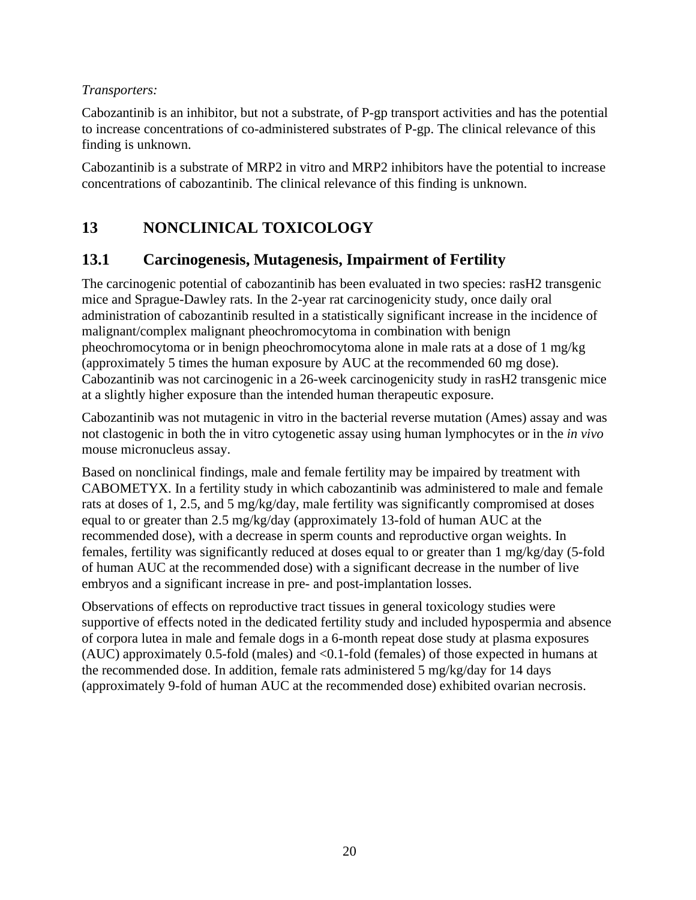*Transporters:*

Cabozantinib is an inhibitor, but not a substrate, of P-gp transport activities and has the potential to increase concentrations of co-administered substrates of P-gp. The clinical relevance of this finding is unknown.

Cabozantinib is a substrate of MRP2 in vitro and MRP2 inhibitors have the potential to increase concentrations of cabozantinib. The clinical relevance of this finding is unknown.

# 13 NONCLINICAL TOXICOLOGY

## 13.1 Carcinogenesis, Mutagenesis, Impairment of Fertility

The carcinogenic potential of cabozantinib has been evaluated in two species: rasH2 transgenic mice and Sprague-Dawley rats. In the 2-year rat carcinogenicity study, once daily oral administration of cabozantinib resulted in a statistically significant increase in the incidence of malignant/complex malignant pheochromocytoma in combination with benign pheochromocytoma or in benign pheochromocytoma alone in male rats at a dose of 1 mg/kg (approximately 5 times the human exposure by AUC at the recommended 60 mg dose). Cabozantinib was not carcinogenic in a 26-week carcinogenicity study in rasH2 transgenic mice at a slightly higher exposure than the intended human therapeutic exposure.

Cabozantinib was not mutagenic in vitro in the bacterial reverse mutation (Ames) assay and was not clastogenic in both the in vitro cytogenetic assay using human lymphocytes or in the *in vivo* mouse micronucleus assay.

Based on nonclinical findings, male and female fertility may be impaired by treatment with CABOMETYX. In a fertility study in which cabozantinib was administered to male and female rats at doses of 1, 2.5, and 5 mg/kg/day, male fertility was significantly compromised at doses equal to or greater than 2.5 mg/kg/day (approximately 13-fold of human AUC at the recommended dose), with a decrease in sperm counts and reproductive organ weights. In females, fertility was significantly reduced at doses equal to or greater than 1 mg/kg/day (5-fold of human AUC at the recommended dose) with a significant decrease in the number of live embryos and a significant increase in pre- and post-implantation losses.

Observations of effects on reproductive tract tissues in general toxicology studies were supportive of effects noted in the dedicated fertility study and included hypospermia and absence of corpora lutea in male and female dogs in a 6-month repeat dose study at plasma exposures (AUC) approximately 0.5-fold (males) and <0.1-fold (females) of those expected in humans at the recommended dose. In addition, female rats administered 5 mg/kg/day for 14 days (approximately 9-fold of human AUC at the recommended dose) exhibited ovarian necrosis.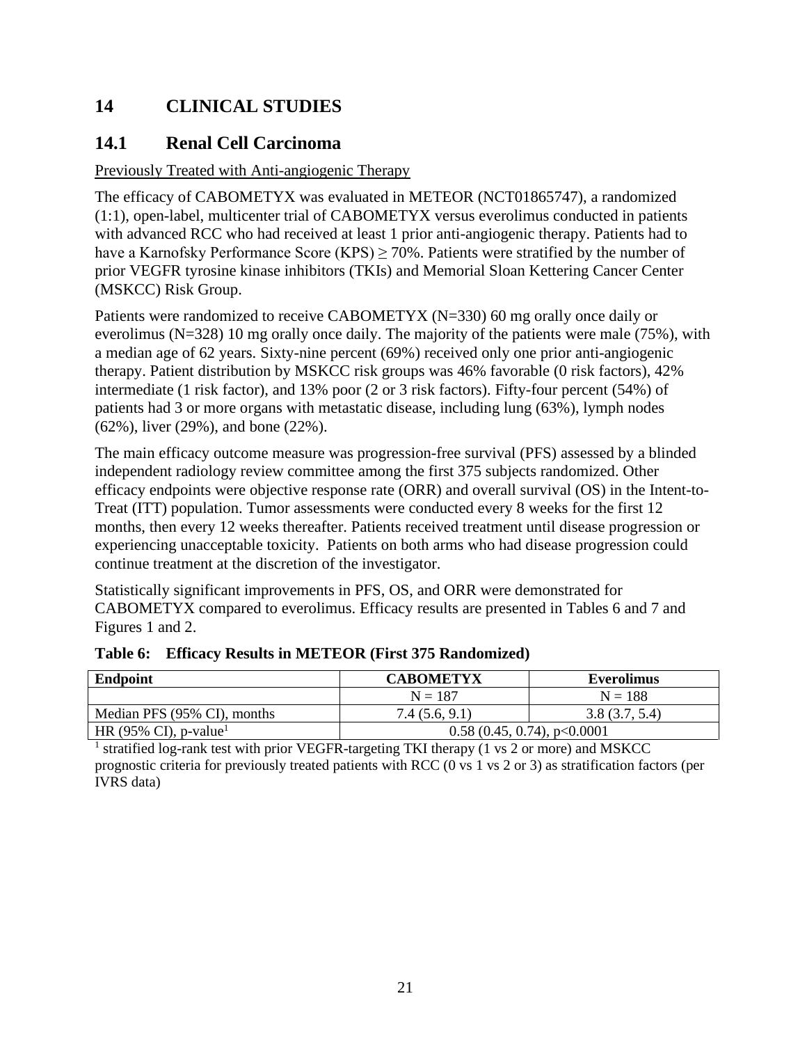# 14 CLINICAL STUDIES

## 14.1 Renal Cell Carcinoma

Previously Treated with Anti-angiogenic Therapy

The efficacy of CABOMETYX was evaluated in METEOR (NCT01865747), a randomized (1:1), open-label, multicenter trial of CABOMETYX versus everolimus conducted in patients with advanced RCC who had received at least 1 prior anti-angiogenic therapy. Patients had to have a Karnofsky Performance Score (KPS) $\geq$ 70%. Patients were stratified by the number of prior VEGFR tyrosine kinase inhibitors (TKIs) and Memorial Sloan Kettering Cancer Center (MSKCC) Risk Group.

Patients were randomized to receive CABOMETYX (N=330) 60 mg orally once daily or everolimus (N=328) 10 mg orally once daily. The majority of the patients were male (75%), with a median age of 62 years. Sixty-nine percent (69%) received only one prior anti-angiogenic therapy. Patient distribution by MSKCC risk groups was 46% favorable (0 risk factors), 42% intermediate (1 risk factor), and 13% poor (2 or 3 risk factors). Fifty-four percent (54%) of patients had 3 or more organs with metastatic disease, including lung (63%), lymph nodes (62%), liver (29%), and bone (22%).

The main efficacy outcome measure was progression-free survival (PFS) assessed by a blinded independent radiology review committee among the first 375 subjects randomized. Other efficacy endpoints were objective response rate (ORR) and overall survival (OS) in the Intent-to-Treat (ITT) population. Tumor assessments were conducted every 8 weeks for the first 12 months, then every 12 weeks thereafter. Patients received treatment until disease progression or experiencing unacceptable toxicity. Patients on both arms who had disease progression could continue treatment at the discretion of the investigator.

Statistically significant improvements in PFS, OS, and ORR were demonstrated for CABOMETYX compared to everolimus. Efficacy results are presented in Tables 6 and 7 and Figures 1 and 2.

**Table 6: Efficacy Results in METEOR (First 375 Randomized)**

| Endpoint | CABOMETYX | Everolimus |
|---|---|---|
| | N = 187 | N = 188 |
| Median PFS (95% CI), months | 7.4 (5.6, 9.1) | 3.8 (3.7, 5.4) |
| HR (95% CI), p-value[1] | 0.58 (0.45, 0.74), p<0.0001 | |

[1] stratified log-rank test with prior VEGFR-targeting TKI therapy (1 vs 2 or more) and MSKCC prognostic criteria for previously treated patients with RCC (0 vs 1 vs 2 or 3) as stratification factors (per IVRS data)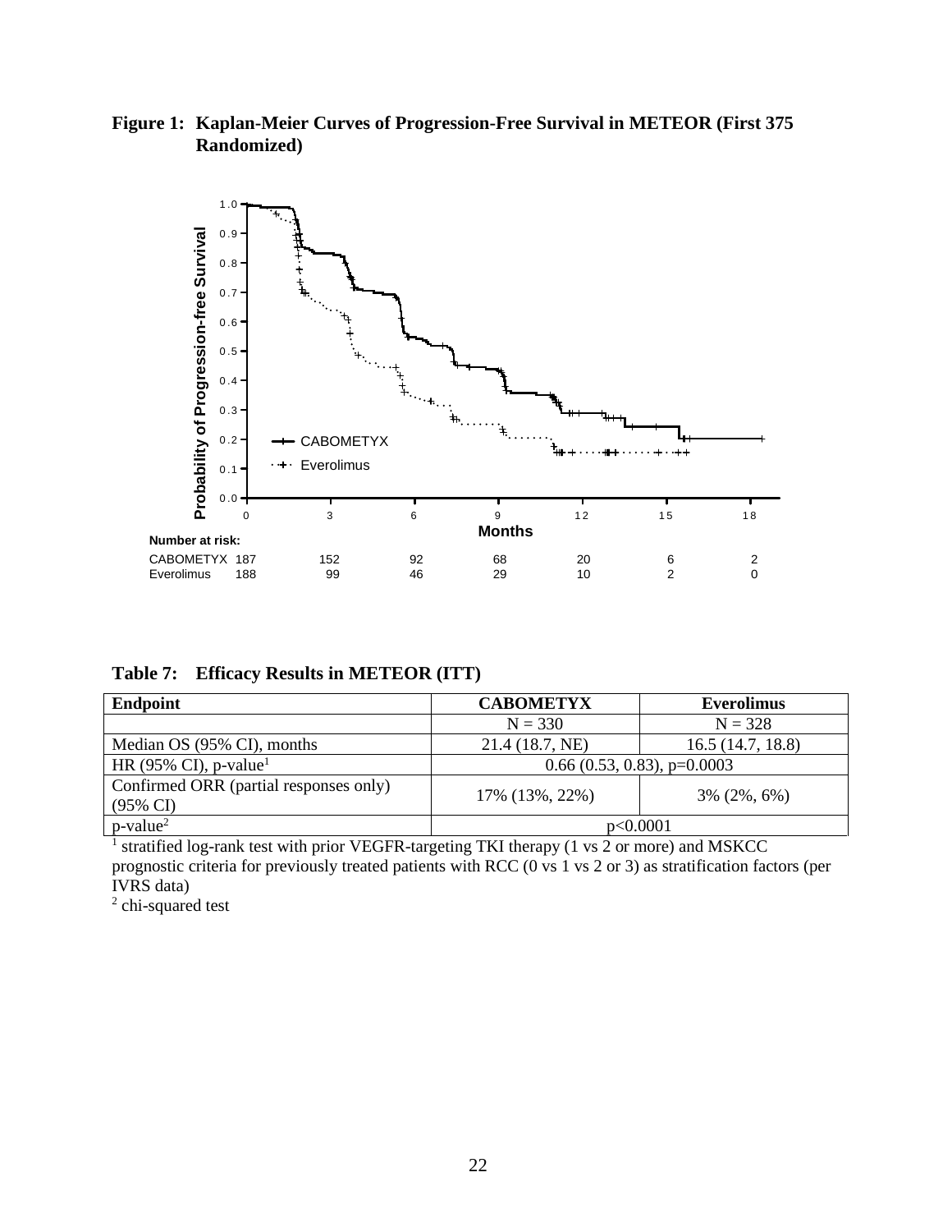**Figure 1: Kaplan-Meier Curves of Progression-Free Survival in METEOR (First 375 Randomized)**

**Number at risk:**

| | 0 | 3 | 6 | 9 | 12 | 15 | 18 |
|---|---|---|---|---|---|---|---|
| CABOMETYX | 187 | 152 | 92 | 68 | 20 | 6 | 2 |
| Everolimus | 188 | 99 | 46 | 29 | 10 | 2 | 0 |

**Table 7: Efficacy Results in METEOR (ITT)**

| Endpoint | CABOMETYX | Everolimus |
|---|---|---|
| | N = 330 | N = 328 |
| Median OS (95% CI), months | 21.4 (18.7, NE) | 16.5 (14.7, 18.8) |
| HR (95% CI), p-value[1] | 0.66 (0.53, 0.83), p=0.0003 | |
| Confirmed ORR (partial responses only) (95% CI) | 17% (13%, 22%) | 3% (2%, 6%) |
| p-value[2] | p<0.0001 | |

[1] stratified log-rank test with prior VEGFR-targeting TKI therapy (1 vs 2 or more) and MSKCC prognostic criteria for previously treated patients with RCC (0 vs 1 vs 2 or 3) as stratification factors (per IVRS data)

[2] chi-squared test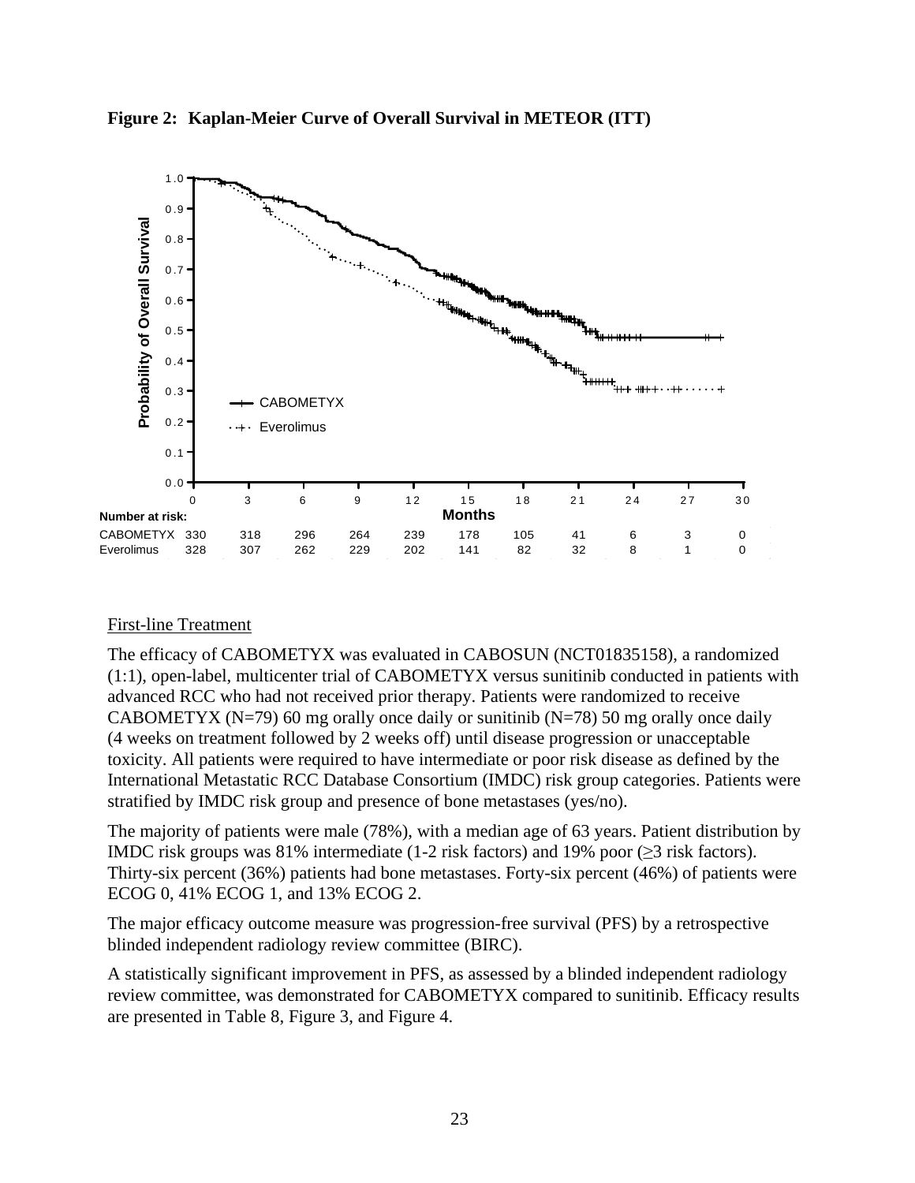**Figure 2: Kaplan-Meier Curve of Overall Survival in METEOR (ITT)**

| Number at risk: | 0 | 3 | 6 | 9 | 12 | 15 | 18 | 21 | 24 | 27 | 30 |
|---|---|---|---|---|---|---|---|---|---|---|---|
| CABOMETYX | 330 | 318 | 296 | 264 | 239 | 178 | 105 | 41 | 6 | 3 | 0 |
| Everolimus | 328 | 307 | 262 | 229 | 202 | 141 | 82 | 32 | 8 | 1 | 0 |

First-line Treatment

The efficacy of CABOMETYX was evaluated in CABOSUN (NCT01835158), a randomized (1:1), open-label, multicenter trial of CABOMETYX versus sunitinib conducted in patients with advanced RCC who had not received prior therapy. Patients were randomized to receive CABOMETYX (N=79) 60 mg orally once daily or sunitinib (N=78) 50 mg orally once daily (4 weeks on treatment followed by 2 weeks off) until disease progression or unacceptable toxicity. All patients were required to have intermediate or poor risk disease as defined by the International Metastatic RCC Database Consortium (IMDC) risk group categories. Patients were stratified by IMDC risk group and presence of bone metastases (yes/no).

The majority of patients were male (78%), with a median age of 63 years. Patient distribution by IMDC risk groups was 81% intermediate (1-2 risk factors) and 19% poor (≥3 risk factors). Thirty-six percent (36%) patients had bone metastases. Forty-six percent (46%) of patients were ECOG 0, 41% ECOG 1, and 13% ECOG 2.

The major efficacy outcome measure was progression-free survival (PFS) by a retrospective blinded independent radiology review committee (BIRC).

A statistically significant improvement in PFS, as assessed by a blinded independent radiology review committee, was demonstrated for CABOMETYX compared to sunitinib. Efficacy results are presented in Table 8, Figure 3, and Figure 4.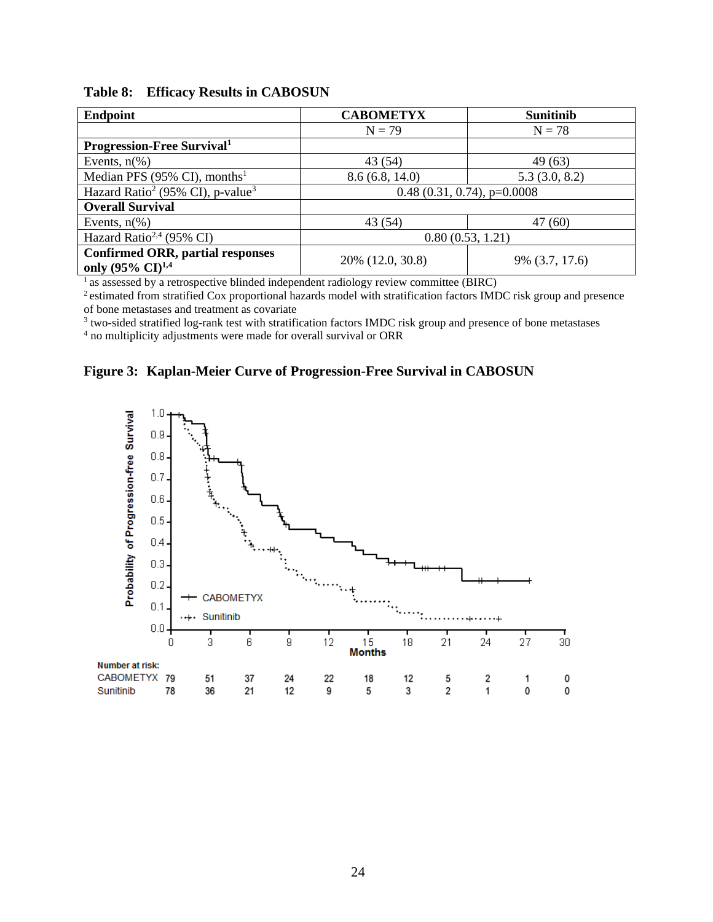**Table 8: Efficacy Results in CABOSUN**

| Endpoint | CABOMETYX | Sunitinib |
|---|---|---|
| | N = 79 | N = 78 |
| **Progression-Free Survival**[1] | | |
| Events, n(%) | 43 (54) | 49 (63) |
| Median PFS (95% CI), months[1] | 8.6 (6.8, 14.0) | 5.3 (3.0, 8.2) |
| Hazard Ratio[2] (95% CI), p-value[3] | 0.48 (0.31, 0.74), p=0.0008 | |
| **Overall Survival** | | |
| Events, n(%) | 43 (54) | 47 (60) |
| Hazard Ratio[2,4] (95% CI) | 0.80 (0.53, 1.21) | |
| **Confirmed ORR, partial responses only (95% CI)**[1,4] | 20% (12.0, 30.8) | 9% (3.7, 17.6) |

[1] as assessed by a retrospective blinded independent radiology review committee (BIRC)
[2] estimated from stratified Cox proportional hazards model with stratification factors IMDC risk group and presence of bone metastases and treatment as covariate
[3] two-sided stratified log-rank test with stratification factors IMDC risk group and presence of bone metastases
[4] no multiplicity adjustments were made for overall survival or ORR

**Figure 3: Kaplan-Meier Curve of Progression-Free Survival in CABOSUN**

Number at risk:

| Months | 0 | 3 | 6 | 9 | 12 | 15 | 18 | 21 | 24 | 27 | 30 |
|---|---|---|---|---|---|---|---|---|---|---|---|
| CABOMETYX | 79 | 51 | 37 | 24 | 22 | 18 | 12 | 5 | 2 | 1 | 0 |
| Sunitinib | 78 | 36 | 21 | 12 | 9 | 5 | 3 | 2 | 1 | 0 | 0 |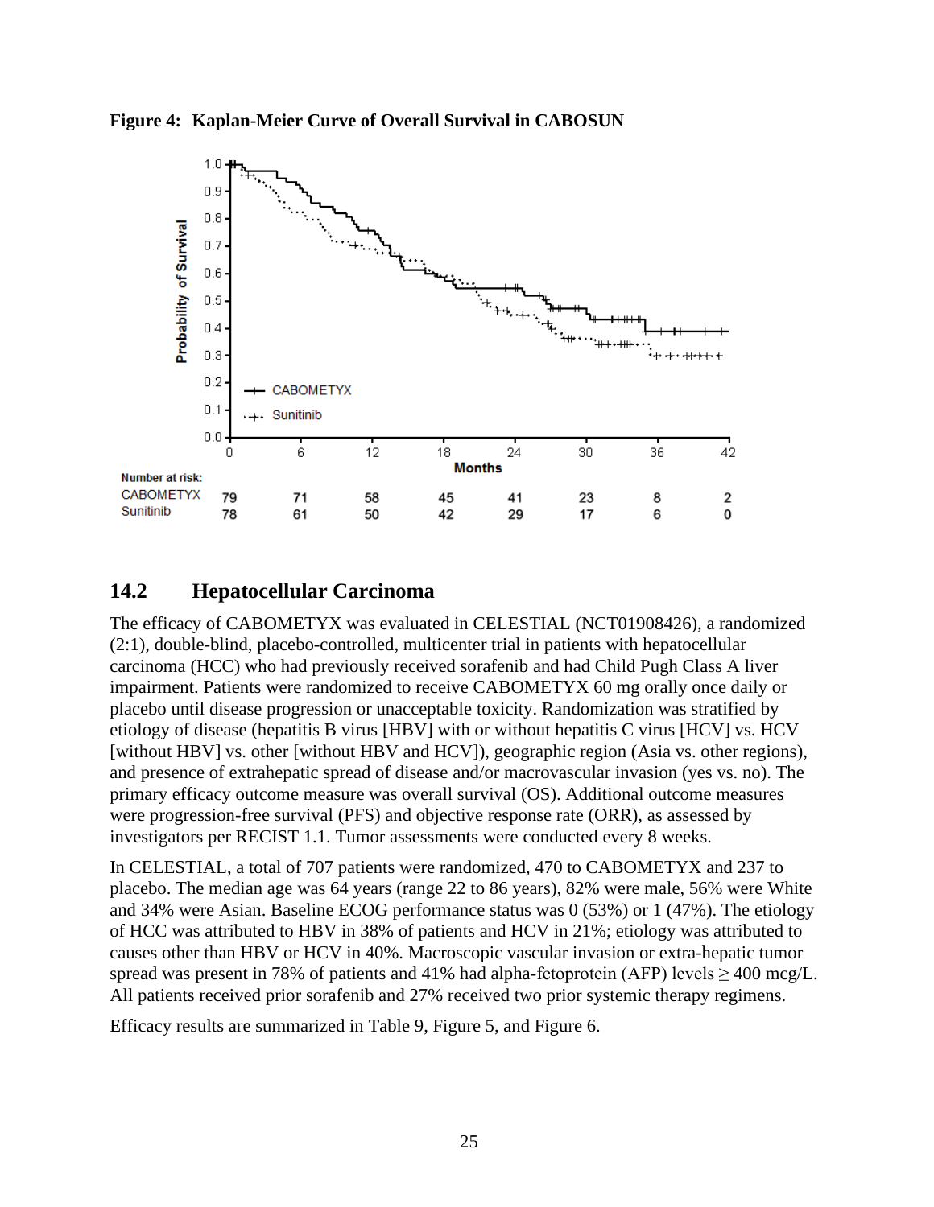**Figure 4: Kaplan-Meier Curve of Overall Survival in CABOSUN**

| Number at risk: | 0 | 6 | 12 | 18 | 24 | 30 | 36 | 42 |
|---|---|---|---|---|---|---|---|---|
| CABOMETYX | 79 | 71 | 58 | 45 | 41 | 23 | 8 | 2 |
| Sunitinib | 78 | 61 | 50 | 42 | 29 | 17 | 6 | 0 |

## 14.2 Hepatocellular Carcinoma

The efficacy of CABOMETYX was evaluated in CELESTIAL (NCT01908426), a randomized (2:1), double-blind, placebo-controlled, multicenter trial in patients with hepatocellular carcinoma (HCC) who had previously received sorafenib and had Child Pugh Class A liver impairment. Patients were randomized to receive CABOMETYX 60 mg orally once daily or placebo until disease progression or unacceptable toxicity. Randomization was stratified by etiology of disease (hepatitis B virus [HBV] with or without hepatitis C virus [HCV] vs. HCV [without HBV] vs. other [without HBV and HCV]), geographic region (Asia vs. other regions), and presence of extrahepatic spread of disease and/or macrovascular invasion (yes vs. no). The primary efficacy outcome measure was overall survival (OS). Additional outcome measures were progression-free survival (PFS) and objective response rate (ORR), as assessed by investigators per RECIST 1.1. Tumor assessments were conducted every 8 weeks.

In CELESTIAL, a total of 707 patients were randomized, 470 to CABOMETYX and 237 to placebo. The median age was 64 years (range 22 to 86 years), 82% were male, 56% were White and 34% were Asian. Baseline ECOG performance status was 0 (53%) or 1 (47%). The etiology of HCC was attributed to HBV in 38% of patients and HCV in 21%; etiology was attributed to causes other than HBV or HCV in 40%. Macroscopic vascular invasion or extra-hepatic tumor spread was present in 78% of patients and 41% had alpha-fetoprotein (AFP) levels ≥ 400 mcg/L. All patients received prior sorafenib and 27% received two prior systemic therapy regimens.

Efficacy results are summarized in Table 9, Figure 5, and Figure 6.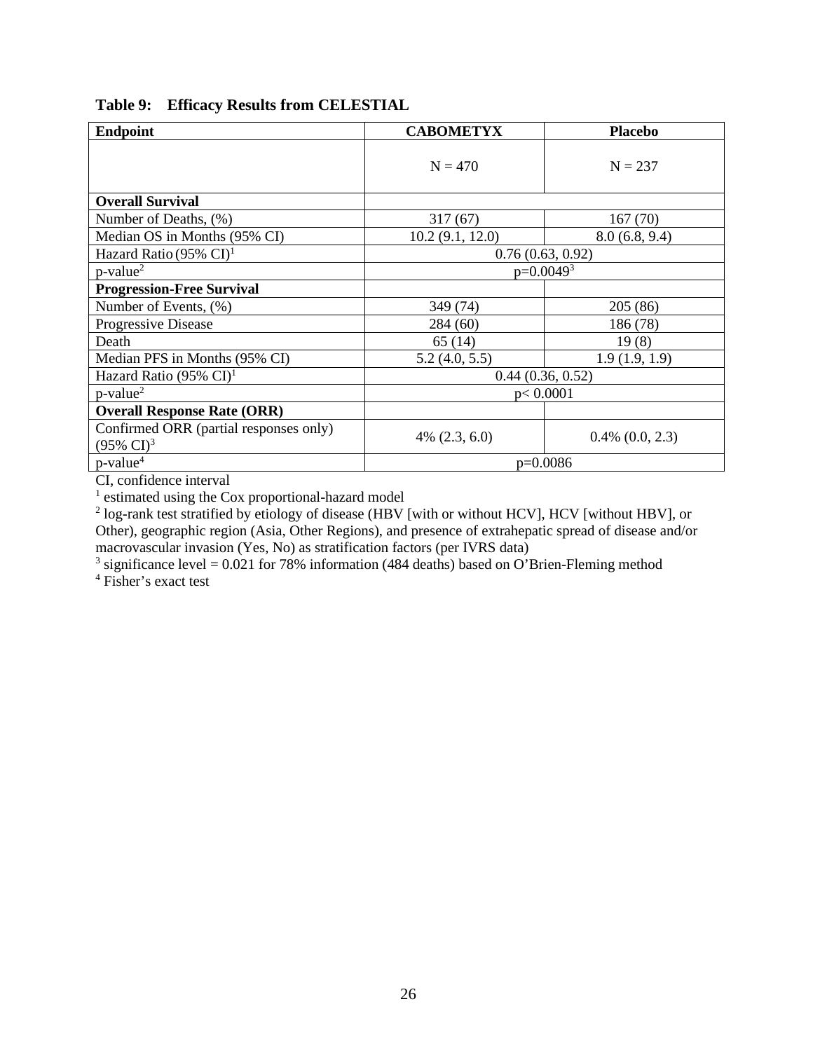**Table 9: Efficacy Results from CELESTIAL**

| Endpoint | CABOMETYX | Placebo |
|---|---|---|
| | N = 470 | N = 237 |
| **Overall Survival** | | |
| Number of Deaths, (%) | 317 (67) | 167 (70) |
| Median OS in Months (95% CI) | 10.2 (9.1, 12.0) | 8.0 (6.8, 9.4) |
| Hazard Ratio (95% CI)[1] | 0.76 (0.63, 0.92) | |
| p-value[2] | p=0.0049[3] | |
| **Progression-Free Survival** | | |
| Number of Events, (%) | 349 (74) | 205 (86) |
| Progressive Disease | 284 (60) | 186 (78) |
| Death | 65 (14) | 19 (8) |
| Median PFS in Months (95% CI) | 5.2 (4.0, 5.5) | 1.9 (1.9, 1.9) |
| Hazard Ratio (95% CI)[1] | 0.44 (0.36, 0.52) | |
| p-value[2] | p< 0.0001 | |
| **Overall Response Rate (ORR)** | | |
| Confirmed ORR (partial responses only) (95% CI)[3] | 4% (2.3, 6.0) | 0.4% (0.0, 2.3) |
| p-value[4] | p=0.0086 | |

CI, confidence interval

[1] estimated using the Cox proportional-hazard model

[2] log-rank test stratified by etiology of disease (HBV [with or without HCV], HCV [without HBV], or Other), geographic region (Asia, Other Regions), and presence of extrahepatic spread of disease and/or macrovascular invasion (Yes, No) as stratification factors (per IVRS data)

[3] significance level = 0.021 for 78% information (484 deaths) based on O'Brien-Fleming method

[4] Fisher's exact test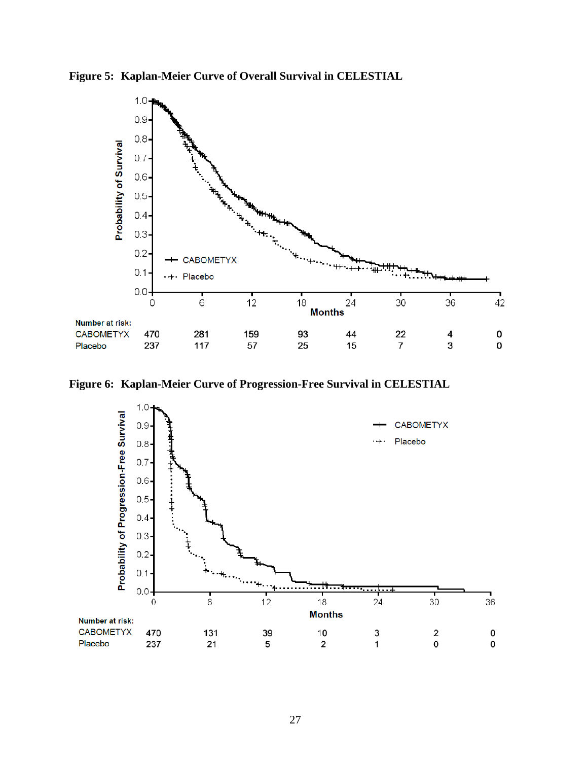**Figure 5: Kaplan-Meier Curve of Overall Survival in CELESTIAL**

| Number at risk: | 0 | 6 | 12 | 18 | 24 | 30 | 36 | 42 |
|---|---|---|---|---|---|---|---|---|
| CABOMETYX | 470 | 281 | 159 | 93 | 44 | 22 | 4 | 0 |
| Placebo | 237 | 117 | 57 | 25 | 15 | 7 | 3 | 0 |

**Figure 6: Kaplan-Meier Curve of Progression-Free Survival in CELESTIAL**

| Number at risk: | 0 | 6 | 12 | 18 | 24 | 30 | 36 |
|---|---|---|---|---|---|---|---|
| CABOMETYX | 470 | 131 | 39 | 10 | 3 | 2 | 0 |
| Placebo | 237 | 21 | 5 | 2 | 1 | 0 | 0 |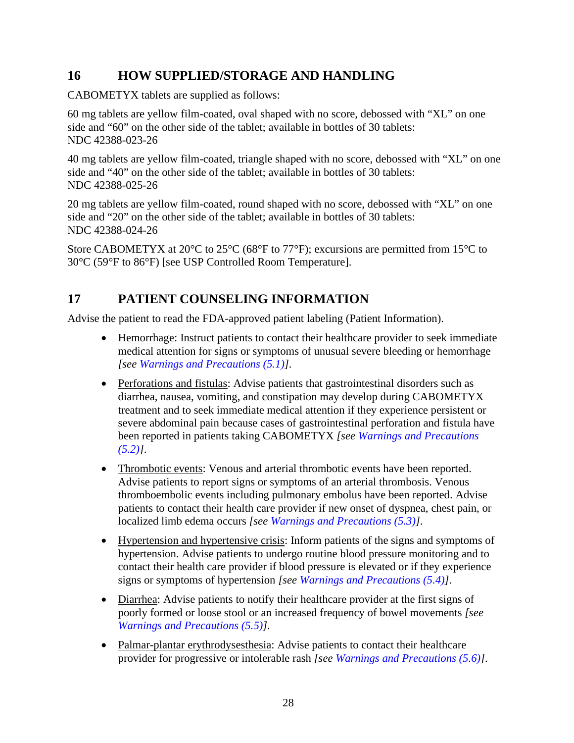## 16 HOW SUPPLIED/STORAGE AND HANDLING

CABOMETYX tablets are supplied as follows:

60 mg tablets are yellow film-coated, oval shaped with no score, debossed with “XL” on one side and “60” on the other side of the tablet; available in bottles of 30 tablets:
NDC 42388-023-26

40 mg tablets are yellow film-coated, triangle shaped with no score, debossed with “XL” on one side and “40” on the other side of the tablet; available in bottles of 30 tablets:
NDC 42388-025-26

20 mg tablets are yellow film-coated, round shaped with no score, debossed with “XL” on one side and “20” on the other side of the tablet; available in bottles of 30 tablets:
NDC 42388-024-26

Store CABOMETYX at 20°C to 25°C (68°F to 77°F); excursions are permitted from 15°C to 30°C (59°F to 86°F) [see USP Controlled Room Temperature].

## 17 PATIENT COUNSELING INFORMATION

Advise the patient to read the FDA-approved patient labeling (Patient Information).

- Hemorrhage: Instruct patients to contact their healthcare provider to seek immediate medical attention for signs or symptoms of unusual severe bleeding or hemorrhage *[see Warnings and Precautions (5.1)]*.
- Perforations and fistulas: Advise patients that gastrointestinal disorders such as diarrhea, nausea, vomiting, and constipation may develop during CABOMETYX treatment and to seek immediate medical attention if they experience persistent or severe abdominal pain because cases of gastrointestinal perforation and fistula have been reported in patients taking CABOMETYX *[see Warnings and Precautions (5.2)]*.
- Thrombotic events: Venous and arterial thrombotic events have been reported. Advise patients to report signs or symptoms of an arterial thrombosis. Venous thromboembolic events including pulmonary embolus have been reported. Advise patients to contact their health care provider if new onset of dyspnea, chest pain, or localized limb edema occurs *[see Warnings and Precautions (5.3)]*.
- Hypertension and hypertensive crisis: Inform patients of the signs and symptoms of hypertension. Advise patients to undergo routine blood pressure monitoring and to contact their health care provider if blood pressure is elevated or if they experience signs or symptoms of hypertension *[see Warnings and Precautions (5.4)]*.
- Diarrhea: Advise patients to notify their healthcare provider at the first signs of poorly formed or loose stool or an increased frequency of bowel movements *[see Warnings and Precautions (5.5)]*.
- Palmar-plantar erythrodysesthesia: Advise patients to contact their healthcare provider for progressive or intolerable rash *[see Warnings and Precautions (5.6)]*.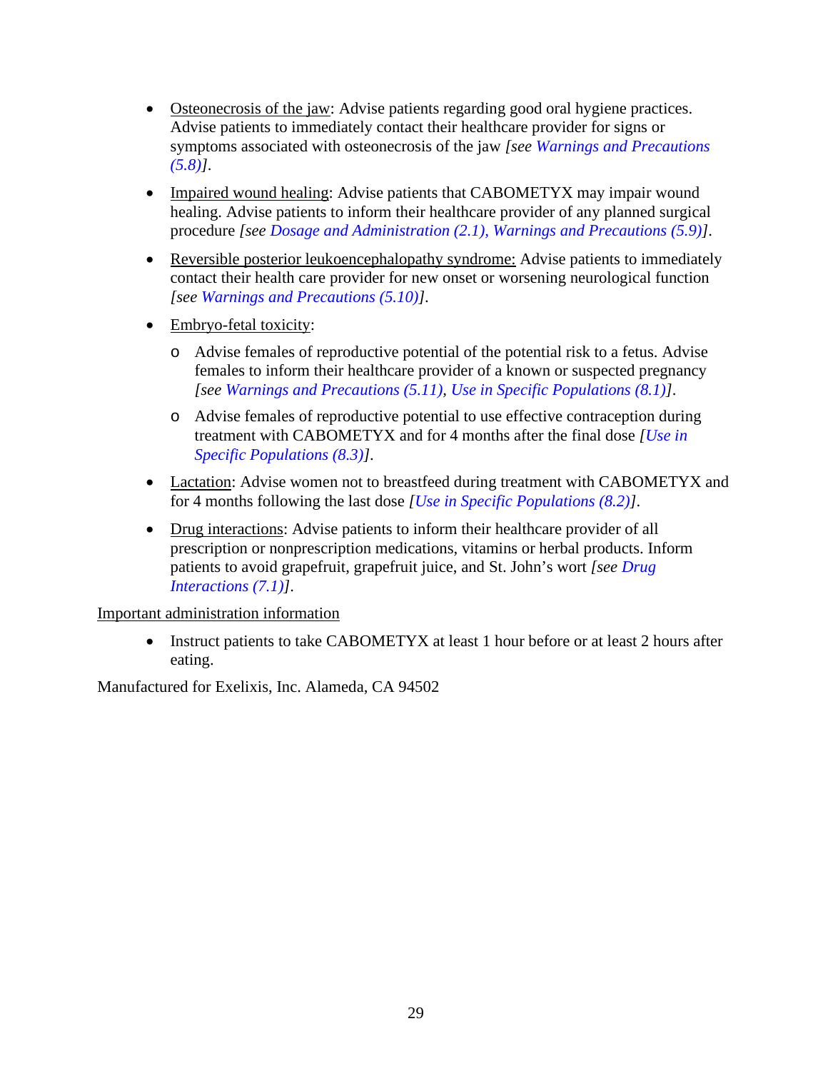- Osteonecrosis of the jaw: Advise patients regarding good oral hygiene practices. Advise patients to immediately contact their healthcare provider for signs or symptoms associated with osteonecrosis of the jaw *[see Warnings and Precautions (5.8)]*.
- Impaired wound healing: Advise patients that CABOMETYX may impair wound healing. Advise patients to inform their healthcare provider of any planned surgical procedure *[see Dosage and Administration (2.1), Warnings and Precautions (5.9)]*.
- Reversible posterior leukoencephalopathy syndrome: Advise patients to immediately contact their health care provider for new onset or worsening neurological function *[see Warnings and Precautions (5.10)]*.
- Embryo-fetal toxicity:
    - Advise females of reproductive potential of the potential risk to a fetus. Advise females to inform their healthcare provider of a known or suspected pregnancy *[see Warnings and Precautions (5.11), Use in Specific Populations (8.1)]*.
    - Advise females of reproductive potential to use effective contraception during treatment with CABOMETYX and for 4 months after the final dose *[Use in Specific Populations (8.3)]*.
- Lactation: Advise women not to breastfeed during treatment with CABOMETYX and for 4 months following the last dose *[Use in Specific Populations (8.2)]*.
- Drug interactions: Advise patients to inform their healthcare provider of all prescription or nonprescription medications, vitamins or herbal products. Inform patients to avoid grapefruit, grapefruit juice, and St. John's wort *[see Drug Interactions (7.1)]*.

Important administration information

- Instruct patients to take CABOMETYX at least 1 hour before or at least 2 hours after eating.

Manufactured for Exelixis, Inc. Alameda, CA 94502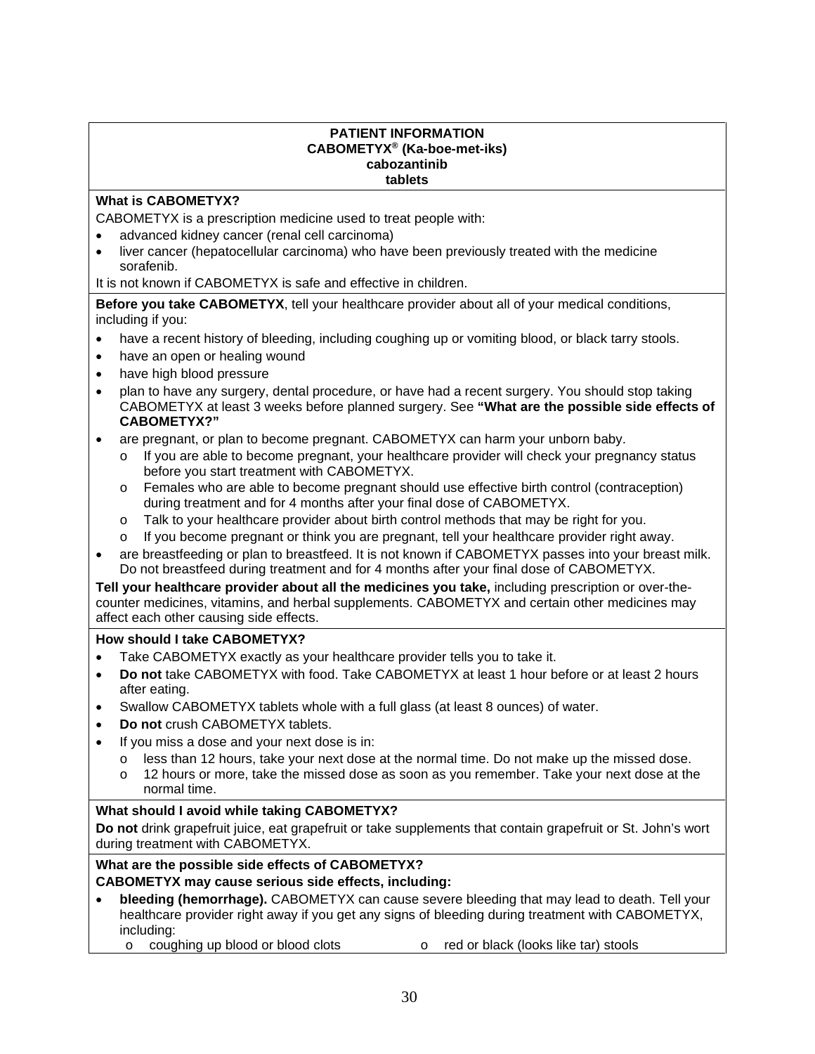**PATIENT INFORMATION**
**CABOMETYX® (Ka-boe-met-iks)**
**cabozantinib**
**tablets**

**What is CABOMETYX?**

CABOMETYX is a prescription medicine used to treat people with:

- advanced kidney cancer (renal cell carcinoma)
- liver cancer (hepatocellular carcinoma) who have been previously treated with the medicine sorafenib.

It is not known if CABOMETYX is safe and effective in children.

**Before you take CABOMETYX**, tell your healthcare provider about all of your medical conditions, including if you:

- have a recent history of bleeding, including coughing up or vomiting blood, or black tarry stools.
- have an open or healing wound
- have high blood pressure
- plan to have any surgery, dental procedure, or have had a recent surgery. You should stop taking CABOMETYX at least 3 weeks before planned surgery. See **"What are the possible side effects of CABOMETYX?"**
- are pregnant, or plan to become pregnant. CABOMETYX can harm your unborn baby.
  - If you are able to become pregnant, your healthcare provider will check your pregnancy status before you start treatment with CABOMETYX.
  - Females who are able to become pregnant should use effective birth control (contraception) during treatment and for 4 months after your final dose of CABOMETYX.
  - Talk to your healthcare provider about birth control methods that may be right for you.
  - If you become pregnant or think you are pregnant, tell your healthcare provider right away.
- are breastfeeding or plan to breastfeed. It is not known if CABOMETYX passes into your breast milk. Do not breastfeed during treatment and for 4 months after your final dose of CABOMETYX.

**Tell your healthcare provider about all the medicines you take,** including prescription or over-the-counter medicines, vitamins, and herbal supplements. CABOMETYX and certain other medicines may affect each other causing side effects.

**How should I take CABOMETYX?**

- Take CABOMETYX exactly as your healthcare provider tells you to take it.
- **Do not** take CABOMETYX with food. Take CABOMETYX at least 1 hour before or at least 2 hours after eating.
- Swallow CABOMETYX tablets whole with a full glass (at least 8 ounces) of water.
- **Do not** crush CABOMETYX tablets.
- If you miss a dose and your next dose is in:
  - less than 12 hours, take your next dose at the normal time. Do not make up the missed dose.
  - 12 hours or more, take the missed dose as soon as you remember. Take your next dose at the normal time.

**What should I avoid while taking CABOMETYX?**

**Do not** drink grapefruit juice, eat grapefruit or take supplements that contain grapefruit or St. John's wort during treatment with CABOMETYX.

**What are the possible side effects of CABOMETYX?**

**CABOMETYX may cause serious side effects, including:**

- **bleeding (hemorrhage).** CABOMETYX can cause severe bleeding that may lead to death. Tell your healthcare provider right away if you get any signs of bleeding during treatment with CABOMETYX, including:
  - coughing up blood or blood clots
  - red or black (looks like tar) stools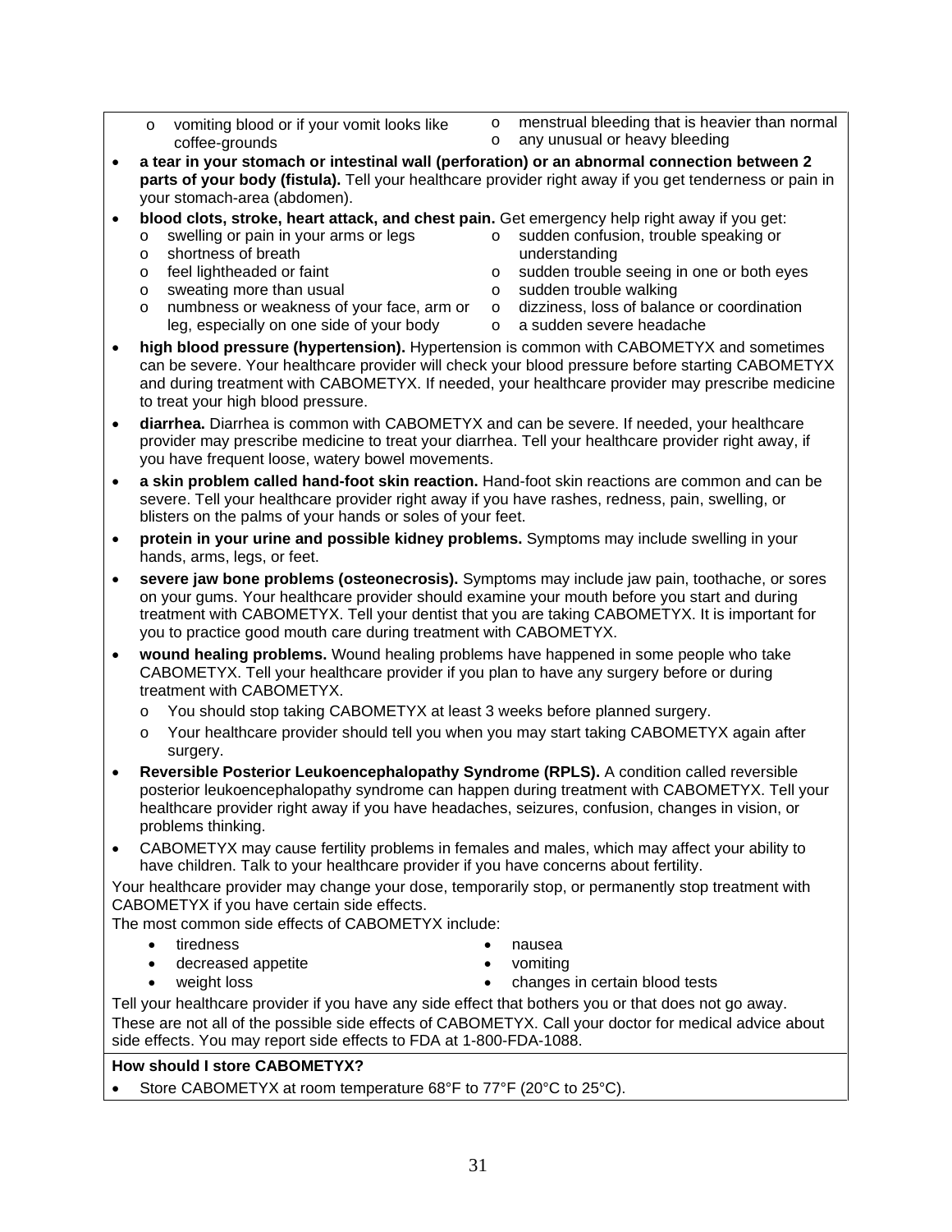- vomiting blood or if your vomit looks like coffee-grounds
  - menstrual bleeding that is heavier than normal
  - any unusual or heavy bleeding
- **a tear in your stomach or intestinal wall (perforation) or an abnormal connection between 2 parts of your body (fistula).** Tell your healthcare provider right away if you get tenderness or pain in your stomach-area (abdomen).
- **blood clots, stroke, heart attack, and chest pain.** Get emergency help right away if you get:
  - swelling or pain in your arms or legs
  - shortness of breath
  - feel lightheaded or faint
  - sweating more than usual
  - numbness or weakness of your face, arm or leg, especially on one side of your body
  - sudden confusion, trouble speaking or understanding
  - sudden trouble seeing in one or both eyes
  - sudden trouble walking
  - dizziness, loss of balance or coordination
  - a sudden severe headache
- **high blood pressure (hypertension).** Hypertension is common with CABOMETYX and sometimes can be severe. Your healthcare provider will check your blood pressure before starting CABOMETYX and during treatment with CABOMETYX. If needed, your healthcare provider may prescribe medicine to treat your high blood pressure.
- **diarrhea.** Diarrhea is common with CABOMETYX and can be severe. If needed, your healthcare provider may prescribe medicine to treat your diarrhea. Tell your healthcare provider right away, if you have frequent loose, watery bowel movements.
- **a skin problem called hand-foot skin reaction.** Hand-foot skin reactions are common and can be severe. Tell your healthcare provider right away if you have rashes, redness, pain, swelling, or blisters on the palms of your hands or soles of your feet.
- **protein in your urine and possible kidney problems.** Symptoms may include swelling in your hands, arms, legs, or feet.
- **severe jaw bone problems (osteonecrosis).** Symptoms may include jaw pain, toothache, or sores on your gums. Your healthcare provider should examine your mouth before you start and during treatment with CABOMETYX. Tell your dentist that you are taking CABOMETYX. It is important for you to practice good mouth care during treatment with CABOMETYX.
- **wound healing problems.** Wound healing problems have happened in some people who take CABOMETYX. Tell your healthcare provider if you plan to have any surgery before or during treatment with CABOMETYX.
  - You should stop taking CABOMETYX at least 3 weeks before planned surgery.
  - Your healthcare provider should tell you when you may start taking CABOMETYX again after surgery.
- **Reversible Posterior Leukoencephalopathy Syndrome (RPLS).** A condition called reversible posterior leukoencephalopathy syndrome can happen during treatment with CABOMETYX. Tell your healthcare provider right away if you have headaches, seizures, confusion, changes in vision, or problems thinking.
- CABOMETYX may cause fertility problems in females and males, which may affect your ability to have children. Talk to your healthcare provider if you have concerns about fertility.

Your healthcare provider may change your dose, temporarily stop, or permanently stop treatment with CABOMETYX if you have certain side effects.

The most common side effects of CABOMETYX include:

- tiredness
- decreased appetite
- weight loss
- nausea
- vomiting
- changes in certain blood tests

Tell your healthcare provider if you have any side effect that bothers you or that does not go away.

These are not all of the possible side effects of CABOMETYX. Call your doctor for medical advice about side effects. You may report side effects to FDA at 1-800-FDA-1088.

**How should I store CABOMETYX?**

- Store CABOMETYX at room temperature 68°F to 77°F (20°C to 25°C).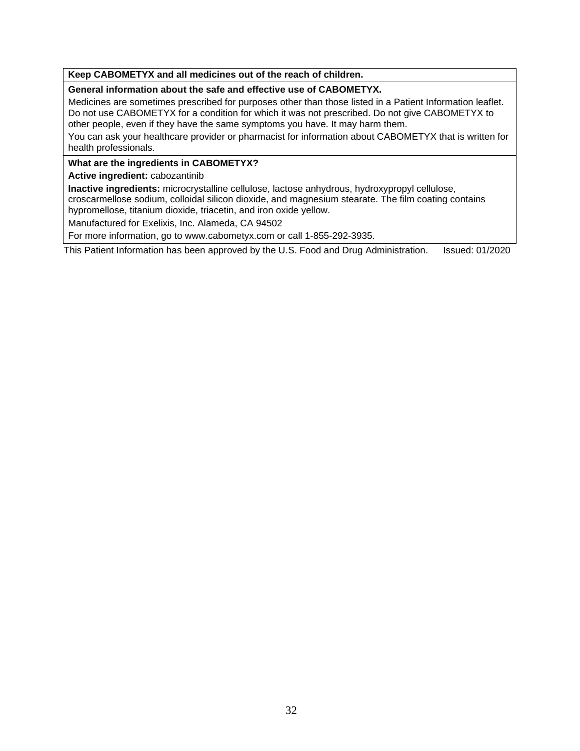**Keep CABOMETYX and all medicines out of the reach of children.**

**General information about the safe and effective use of CABOMETYX.**

Medicines are sometimes prescribed for purposes other than those listed in a Patient Information leaflet. Do not use CABOMETYX for a condition for which it was not prescribed. Do not give CABOMETYX to other people, even if they have the same symptoms you have. It may harm them.

You can ask your healthcare provider or pharmacist for information about CABOMETYX that is written for health professionals.

**What are the ingredients in CABOMETYX?**

**Active ingredient:** cabozantinib

**Inactive ingredients:** microcrystalline cellulose, lactose anhydrous, hydroxypropyl cellulose, croscarmellose sodium, colloidal silicon dioxide, and magnesium stearate. The film coating contains hypromellose, titanium dioxide, triacetin, and iron oxide yellow.

Manufactured for Exelixis, Inc. Alameda, CA 94502

For more information, go to www.cabometyx.com or call 1-855-292-3935.

This Patient Information has been approved by the U.S. Food and Drug Administration. Issued: 01/2020